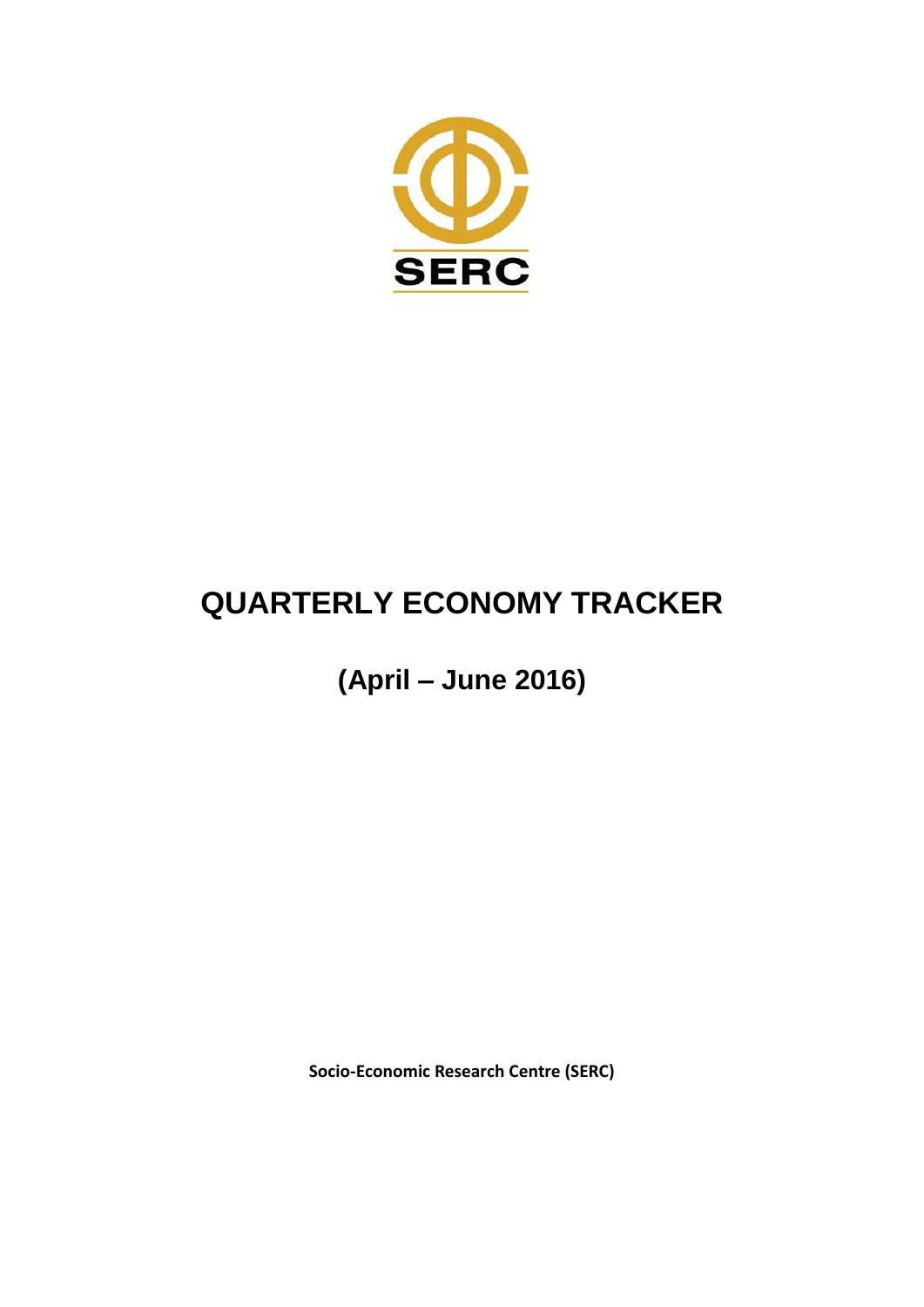SERC

# QUARTERLY ECONOMY TRACKER

## (April – June 2016)

**Socio-Economic Research Centre (SERC)**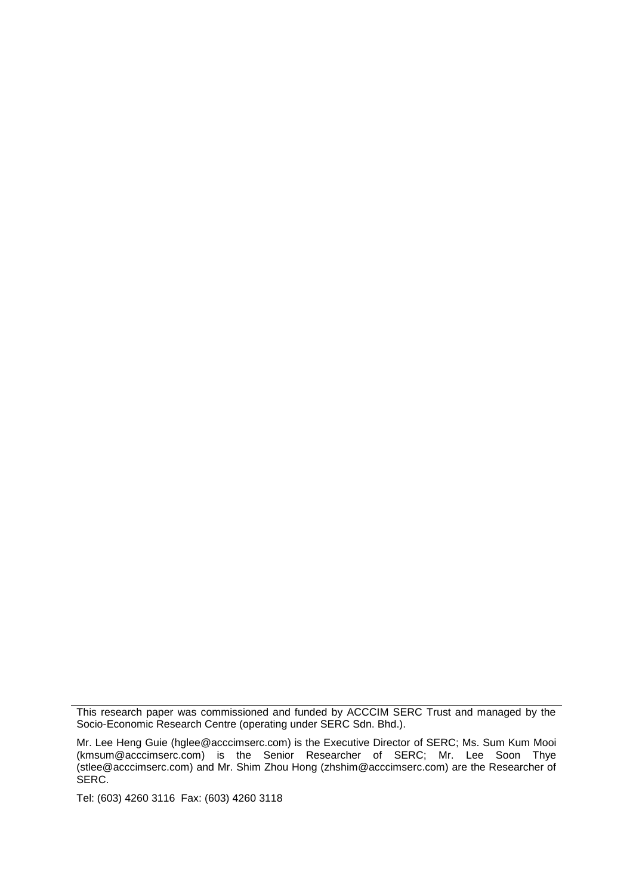---

This research paper was commissioned and funded by ACCCIM SERC Trust and managed by the Socio-Economic Research Centre (operating under SERC Sdn. Bhd.).

Mr. Lee Heng Guie (hglee@acccimserc.com) is the Executive Director of SERC; Ms. Sum Kum Mooi (kmsum@acccimserc.com) is the Senior Researcher of SERC; Mr. Lee Soon Thye (stlee@acccimserc.com) and Mr. Shim Zhou Hong (zhshim@acccimserc.com) are the Researcher of SERC.

Tel: (603) 4260 3116 Fax: (603) 4260 3118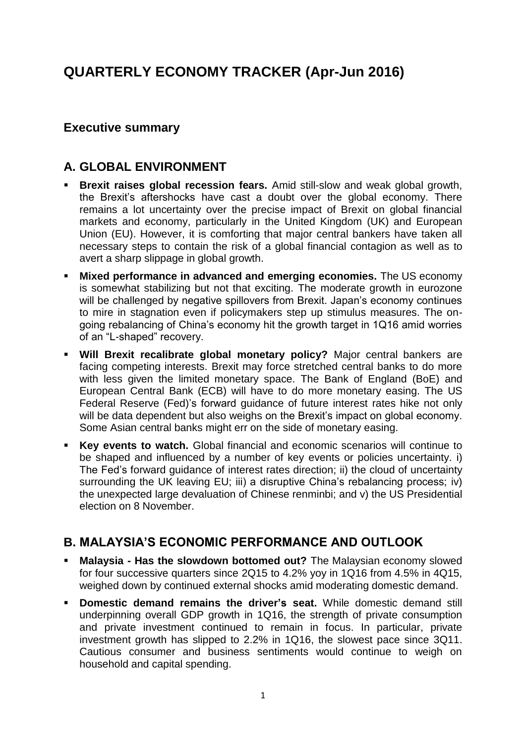# QUARTERLY ECONOMY TRACKER (Apr-Jun 2016)

## Executive summary

## A. GLOBAL ENVIRONMENT

- **Brexit raises global recession fears.** Amid still-slow and weak global growth, the Brexit's aftershocks have cast a doubt over the global economy. There remains a lot uncertainty over the precise impact of Brexit on global financial markets and economy, particularly in the United Kingdom (UK) and European Union (EU). However, it is comforting that major central bankers have taken all necessary steps to contain the risk of a global financial contagion as well as to avert a sharp slippage in global growth.
- **Mixed performance in advanced and emerging economies.** The US economy is somewhat stabilizing but not that exciting. The moderate growth in eurozone will be challenged by negative spillovers from Brexit. Japan's economy continues to mire in stagnation even if policymakers step up stimulus measures. The on-going rebalancing of China's economy hit the growth target in 1Q16 amid worries of an "L-shaped" recovery.
- **Will Brexit recalibrate global monetary policy?** Major central bankers are facing competing interests. Brexit may force stretched central banks to do more with less given the limited monetary space. The Bank of England (BoE) and European Central Bank (ECB) will have to do more monetary easing. The US Federal Reserve (Fed)'s forward guidance of future interest rates hike not only will be data dependent but also weighs on the Brexit's impact on global economy. Some Asian central banks might err on the side of monetary easing.
- **Key events to watch.** Global financial and economic scenarios will continue to be shaped and influenced by a number of key events or policies uncertainty. i) The Fed's forward guidance of interest rates direction; ii) the cloud of uncertainty surrounding the UK leaving EU; iii) a disruptive China's rebalancing process; iv) the unexpected large devaluation of Chinese renminbi; and v) the US Presidential election on 8 November.

## B. MALAYSIA'S ECONOMIC PERFORMANCE AND OUTLOOK

- **Malaysia - Has the slowdown bottomed out?** The Malaysian economy slowed for four successive quarters since 2Q15 to 4.2% yoy in 1Q16 from 4.5% in 4Q15, weighed down by continued external shocks amid moderating domestic demand.
- **Domestic demand remains the driver's seat.** While domestic demand still underpinning overall GDP growth in 1Q16, the strength of private consumption and private investment continued to remain in focus. In particular, private investment growth has slipped to 2.2% in 1Q16, the slowest pace since 3Q11. Cautious consumer and business sentiments would continue to weigh on household and capital spending.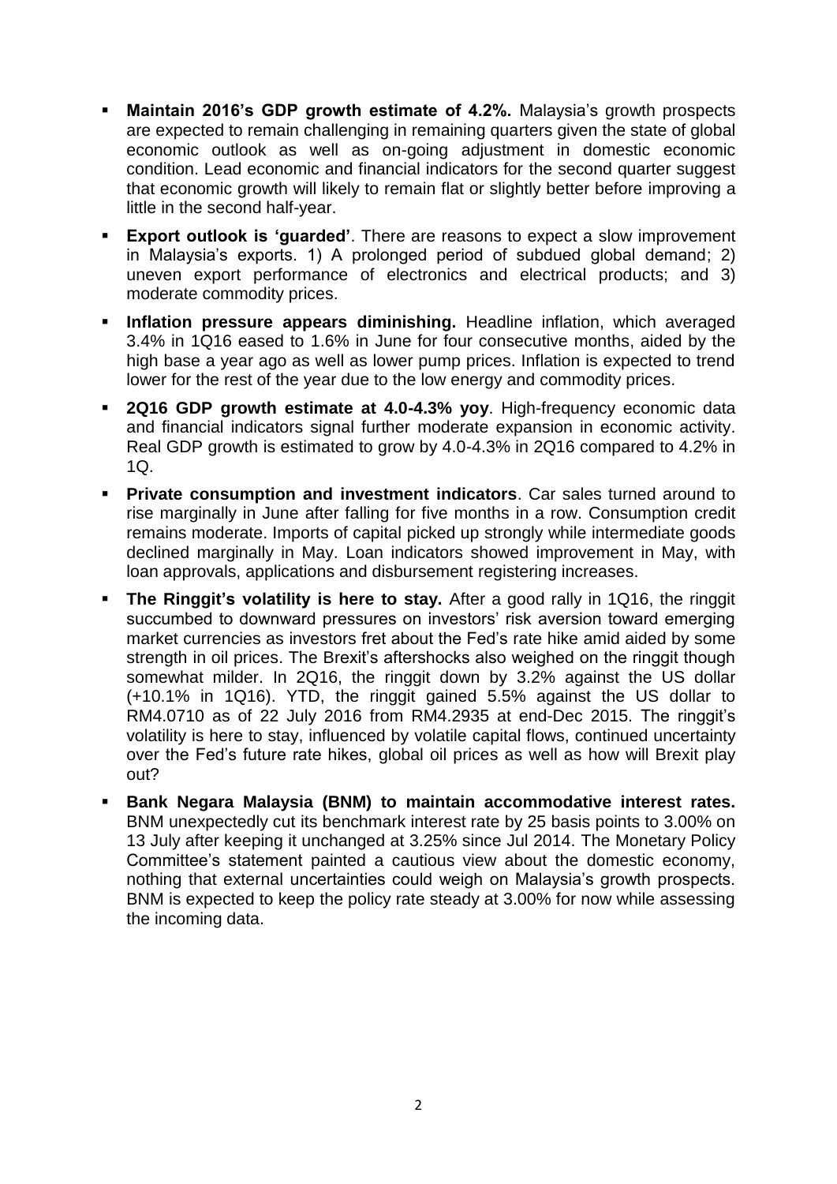- **Maintain 2016's GDP growth estimate of 4.2%.** Malaysia's growth prospects are expected to remain challenging in remaining quarters given the state of global economic outlook as well as on-going adjustment in domestic economic condition. Lead economic and financial indicators for the second quarter suggest that economic growth will likely to remain flat or slightly better before improving a little in the second half-year.

- **Export outlook is 'guarded'**. There are reasons to expect a slow improvement in Malaysia's exports. 1) A prolonged period of subdued global demand; 2) uneven export performance of electronics and electrical products; and 3) moderate commodity prices.

- **Inflation pressure appears diminishing.** Headline inflation, which averaged 3.4% in 1Q16 eased to 1.6% in June for four consecutive months, aided by the high base a year ago as well as lower pump prices. Inflation is expected to trend lower for the rest of the year due to the low energy and commodity prices.

- **2Q16 GDP growth estimate at 4.0-4.3% yoy**. High-frequency economic data and financial indicators signal further moderate expansion in economic activity. Real GDP growth is estimated to grow by 4.0-4.3% in 2Q16 compared to 4.2% in 1Q.

- **Private consumption and investment indicators**. Car sales turned around to rise marginally in June after falling for five months in a row. Consumption credit remains moderate. Imports of capital picked up strongly while intermediate goods declined marginally in May. Loan indicators showed improvement in May, with loan approvals, applications and disbursement registering increases.

- **The Ringgit's volatility is here to stay.** After a good rally in 1Q16, the ringgit succumbed to downward pressures on investors' risk aversion toward emerging market currencies as investors fret about the Fed's rate hike amid aided by some strength in oil prices. The Brexit's aftershocks also weighed on the ringgit though somewhat milder. In 2Q16, the ringgit down by 3.2% against the US dollar (+10.1% in 1Q16). YTD, the ringgit gained 5.5% against the US dollar to RM4.0710 as of 22 July 2016 from RM4.2935 at end-Dec 2015. The ringgit's volatility is here to stay, influenced by volatile capital flows, continued uncertainty over the Fed's future rate hikes, global oil prices as well as how will Brexit play out?

- **Bank Negara Malaysia (BNM) to maintain accommodative interest rates.** BNM unexpectedly cut its benchmark interest rate by 25 basis points to 3.00% on 13 July after keeping it unchanged at 3.25% since Jul 2014. The Monetary Policy Committee's statement painted a cautious view about the domestic economy, nothing that external uncertainties could weigh on Malaysia's growth prospects. BNM is expected to keep the policy rate steady at 3.00% for now while assessing the incoming data.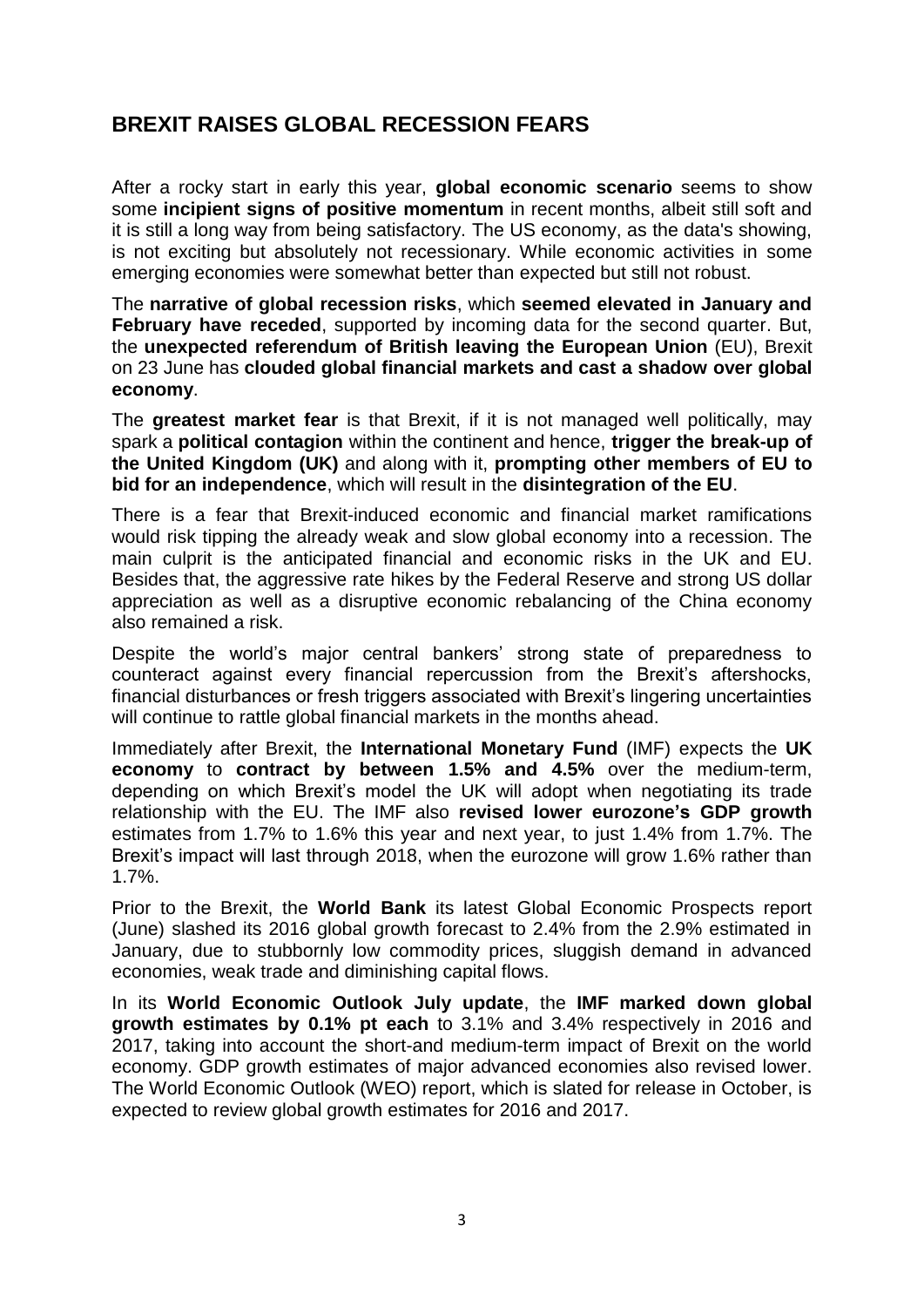## BREXIT RAISES GLOBAL RECESSION FEARS

After a rocky start in early this year, **global economic scenario** seems to show some **incipient signs of positive momentum** in recent months, albeit still soft and it is still a long way from being satisfactory. The US economy, as the data's showing, is not exciting but absolutely not recessionary. While economic activities in some emerging economies were somewhat better than expected but still not robust.

The **narrative of global recession risks**, which **seemed elevated in January and February have receded**, supported by incoming data for the second quarter. But, the **unexpected referendum of British leaving the European Union** (EU), Brexit on 23 June has **clouded global financial markets and cast a shadow over global economy**.

The **greatest market fear** is that Brexit, if it is not managed well politically, may spark a **political contagion** within the continent and hence, **trigger the break-up of the United Kingdom (UK)** and along with it, **prompting other members of EU to bid for an independence**, which will result in the **disintegration of the EU**.

There is a fear that Brexit-induced economic and financial market ramifications would risk tipping the already weak and slow global economy into a recession. The main culprit is the anticipated financial and economic risks in the UK and EU. Besides that, the aggressive rate hikes by the Federal Reserve and strong US dollar appreciation as well as a disruptive economic rebalancing of the China economy also remained a risk.

Despite the world's major central bankers' strong state of preparedness to counteract against every financial repercussion from the Brexit's aftershocks, financial disturbances or fresh triggers associated with Brexit's lingering uncertainties will continue to rattle global financial markets in the months ahead.

Immediately after Brexit, the **International Monetary Fund** (IMF) expects the **UK economy** to **contract by between 1.5% and 4.5%** over the medium-term, depending on which Brexit's model the UK will adopt when negotiating its trade relationship with the EU. The IMF also **revised lower eurozone's GDP growth** estimates from 1.7% to 1.6% this year and next year, to just 1.4% from 1.7%. The Brexit's impact will last through 2018, when the eurozone will grow 1.6% rather than 1.7%.

Prior to the Brexit, the **World Bank** its latest Global Economic Prospects report (June) slashed its 2016 global growth forecast to 2.4% from the 2.9% estimated in January, due to stubbornly low commodity prices, sluggish demand in advanced economies, weak trade and diminishing capital flows.

In its **World Economic Outlook July update**, the **IMF marked down global growth estimates by 0.1% pt each** to 3.1% and 3.4% respectively in 2016 and 2017, taking into account the short-and medium-term impact of Brexit on the world economy. GDP growth estimates of major advanced economies also revised lower. The World Economic Outlook (WEO) report, which is slated for release in October, is expected to review global growth estimates for 2016 and 2017.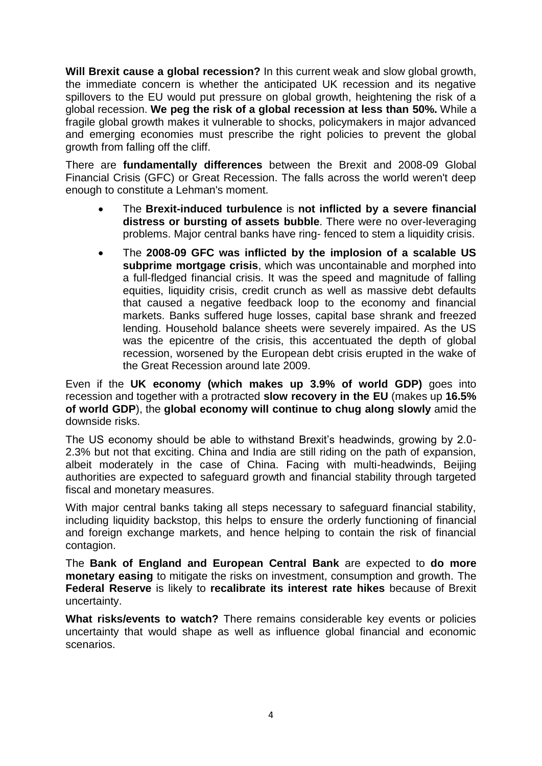**Will Brexit cause a global recession?** In this current weak and slow global growth, the immediate concern is whether the anticipated UK recession and its negative spillovers to the EU would put pressure on global growth, heightening the risk of a global recession. **We peg the risk of a global recession at less than 50%.** While a fragile global growth makes it vulnerable to shocks, policymakers in major advanced and emerging economies must prescribe the right policies to prevent the global growth from falling off the cliff.

There are **fundamentally differences** between the Brexit and 2008-09 Global Financial Crisis (GFC) or Great Recession. The falls across the world weren't deep enough to constitute a Lehman's moment.

- The **Brexit-induced turbulence** is **not inflicted by a severe financial distress or bursting of assets bubble**. There were no over-leveraging problems. Major central banks have ring- fenced to stem a liquidity crisis.
- The **2008-09 GFC was inflicted by the implosion of a scalable US subprime mortgage crisis**, which was uncontainable and morphed into a full-fledged financial crisis. It was the speed and magnitude of falling equities, liquidity crisis, credit crunch as well as massive debt defaults that caused a negative feedback loop to the economy and financial markets. Banks suffered huge losses, capital base shrank and freezed lending. Household balance sheets were severely impaired. As the US was the epicentre of the crisis, this accentuated the depth of global recession, worsened by the European debt crisis erupted in the wake of the Great Recession around late 2009.

Even if the **UK economy (which makes up 3.9% of world GDP)** goes into recession and together with a protracted **slow recovery in the EU** (makes up **16.5% of world GDP**), the **global economy will continue to chug along slowly** amid the downside risks.

The US economy should be able to withstand Brexit's headwinds, growing by 2.0-2.3% but not that exciting. China and India are still riding on the path of expansion, albeit moderately in the case of China. Facing with multi-headwinds, Beijing authorities are expected to safeguard growth and financial stability through targeted fiscal and monetary measures.

With major central banks taking all steps necessary to safeguard financial stability, including liquidity backstop, this helps to ensure the orderly functioning of financial and foreign exchange markets, and hence helping to contain the risk of financial contagion.

The **Bank of England and European Central Bank** are expected to **do more monetary easing** to mitigate the risks on investment, consumption and growth. The **Federal Reserve** is likely to **recalibrate its interest rate hikes** because of Brexit uncertainty.

**What risks/events to watch?** There remains considerable key events or policies uncertainty that would shape as well as influence global financial and economic scenarios.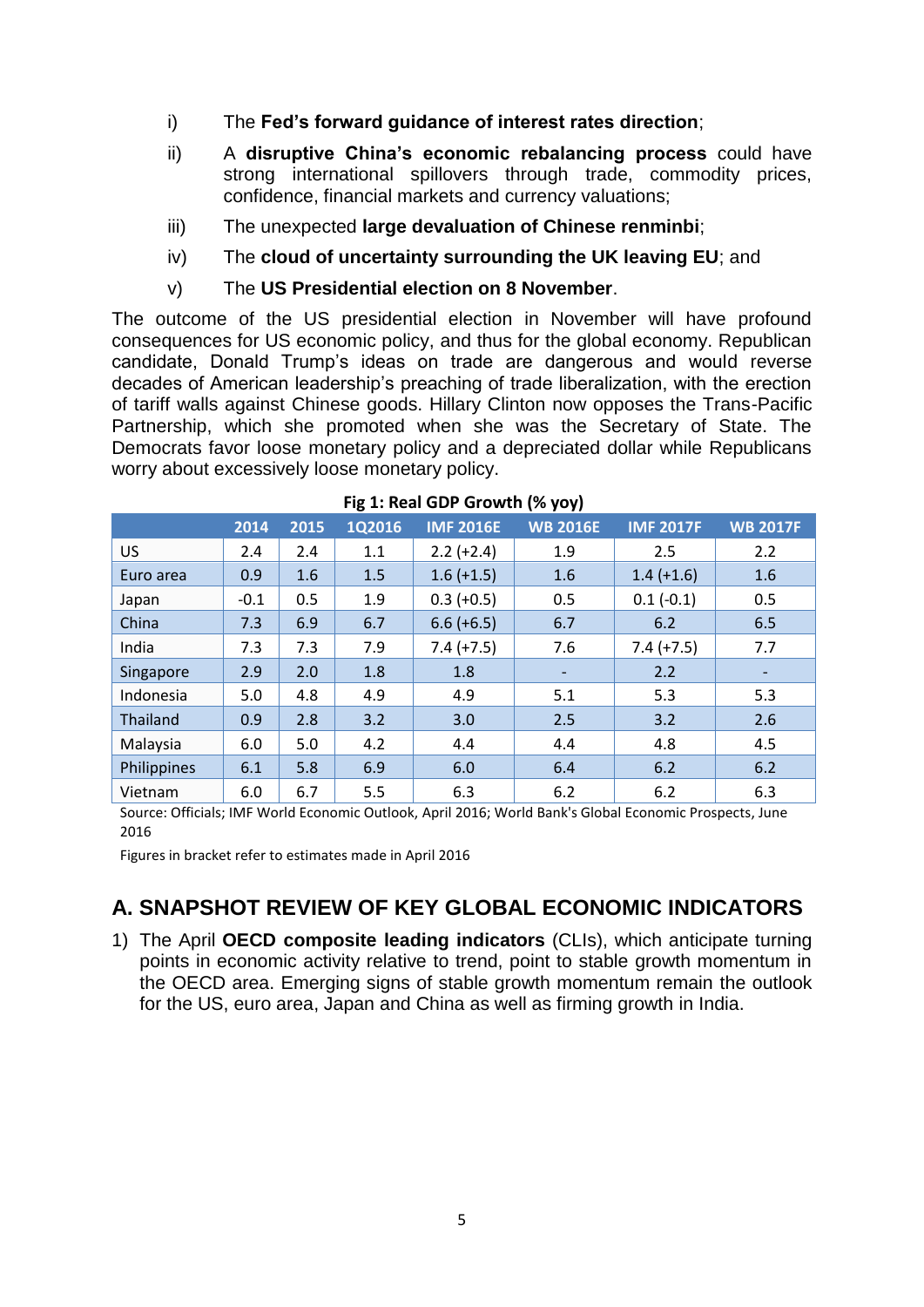i) The **Fed's forward guidance of interest rates direction**;

ii) A **disruptive China's economic rebalancing process** could have strong international spillovers through trade, commodity prices, confidence, financial markets and currency valuations;

iii) The unexpected **large devaluation of Chinese renminbi**;

iv) The **cloud of uncertainty surrounding the UK leaving EU**; and

v) The **US Presidential election on 8 November**.

The outcome of the US presidential election in November will have profound consequences for US economic policy, and thus for the global economy. Republican candidate, Donald Trump's ideas on trade are dangerous and would reverse decades of American leadership's preaching of trade liberalization, with the erection of tariff walls against Chinese goods. Hillary Clinton now opposes the Trans-Pacific Partnership, which she promoted when she was the Secretary of State. The Democrats favor loose monetary policy and a depreciated dollar while Republicans worry about excessively loose monetary policy.

**Fig 1: Real GDP Growth (% yoy)**

| | 2014 | 2015 | 1Q2016 | IMF 2016E | WB 2016E | IMF 2017F | WB 2017F |
|---|---|---|---|---|---|---|---|
| US | 2.4 | 2.4 | 1.1 | 2.2 (+2.4) | 1.9 | 2.5 | 2.2 |
| Euro area | 0.9 | 1.6 | 1.5 | 1.6 (+1.5) | 1.6 | 1.4 (+1.6) | 1.6 |
| Japan | -0.1 | 0.5 | 1.9 | 0.3 (+0.5) | 0.5 | 0.1 (-0.1) | 0.5 |
| China | 7.3 | 6.9 | 6.7 | 6.6 (+6.5) | 6.7 | 6.2 | 6.5 |
| India | 7.3 | 7.3 | 7.9 | 7.4 (+7.5) | 7.6 | 7.4 (+7.5) | 7.7 |
| Singapore | 2.9 | 2.0 | 1.8 | 1.8 | - | 2.2 | - |
| Indonesia | 5.0 | 4.8 | 4.9 | 4.9 | 5.1 | 5.3 | 5.3 |
| Thailand | 0.9 | 2.8 | 3.2 | 3.0 | 2.5 | 3.2 | 2.6 |
| Malaysia | 6.0 | 5.0 | 4.2 | 4.4 | 4.4 | 4.8 | 4.5 |
| Philippines | 6.1 | 5.8 | 6.9 | 6.0 | 6.4 | 6.2 | 6.2 |
| Vietnam | 6.0 | 6.7 | 5.5 | 6.3 | 6.2 | 6.2 | 6.3 |

Source: Officials; IMF World Economic Outlook, April 2016; World Bank's Global Economic Prospects, June 2016

Figures in bracket refer to estimates made in April 2016

## A. SNAPSHOT REVIEW OF KEY GLOBAL ECONOMIC INDICATORS

1) The April **OECD composite leading indicators** (CLIs), which anticipate turning points in economic activity relative to trend, point to stable growth momentum in the OECD area. Emerging signs of stable growth momentum remain the outlook for the US, euro area, Japan and China as well as firming growth in India.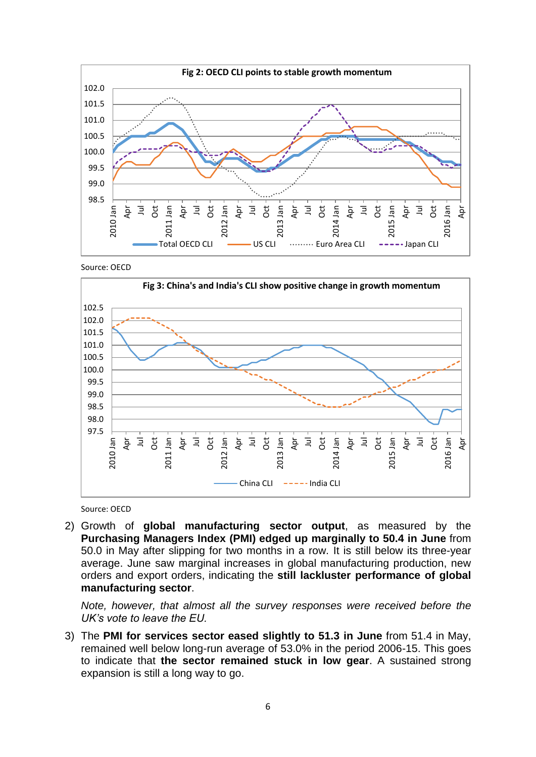**Fig 2: OECD CLI points to stable growth momentum**

Source: OECD

**Fig 3: China's and India's CLI show positive change in growth momentum**

Source: OECD

2) Growth of **global manufacturing sector output**, as measured by the **Purchasing Managers Index (PMI) edged up marginally to 50.4 in June** from 50.0 in May after slipping for two months in a row. It is still below its three-year average. June saw marginal increases in global manufacturing production, new orders and export orders, indicating the **still lackluster performance of global manufacturing sector**.

   *Note, however, that almost all the survey responses were received before the UK's vote to leave the EU.*

3) The **PMI for services sector eased slightly to 51.3 in June** from 51.4 in May, remained well below long-run average of 53.0% in the period 2006-15. This goes to indicate that **the sector remained stuck in low gear**. A sustained strong expansion is still a long way to go.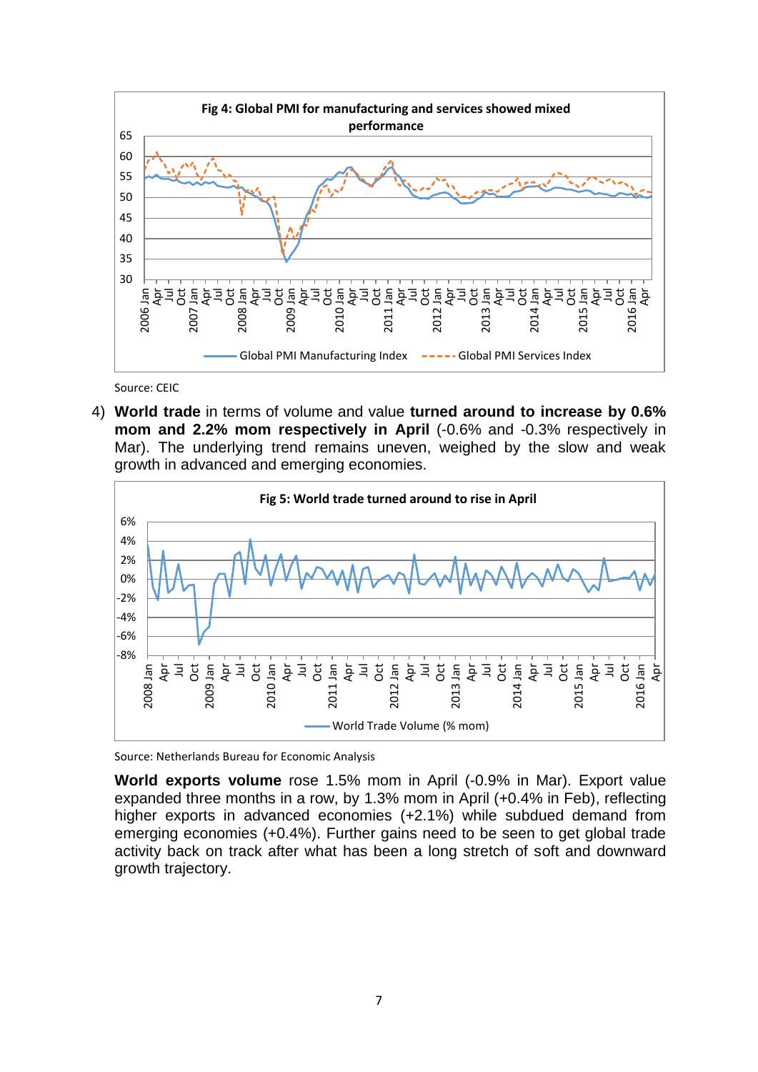**Fig 4: Global PMI for manufacturing and services showed mixed performance**

Source: CEIC

4) **World trade** in terms of volume and value **turned around to increase by 0.6% mom and 2.2% mom respectively in April** (-0.6% and -0.3% respectively in Mar). The underlying trend remains uneven, weighed by the slow and weak growth in advanced and emerging economies.

**Fig 5: World trade turned around to rise in April**

Source: Netherlands Bureau for Economic Analysis

**World exports volume** rose 1.5% mom in April (-0.9% in Mar). Export value expanded three months in a row, by 1.3% mom in April (+0.4% in Feb), reflecting higher exports in advanced economies (+2.1%) while subdued demand from emerging economies (+0.4%). Further gains need to be seen to get global trade activity back on track after what has been a long stretch of soft and downward growth trajectory.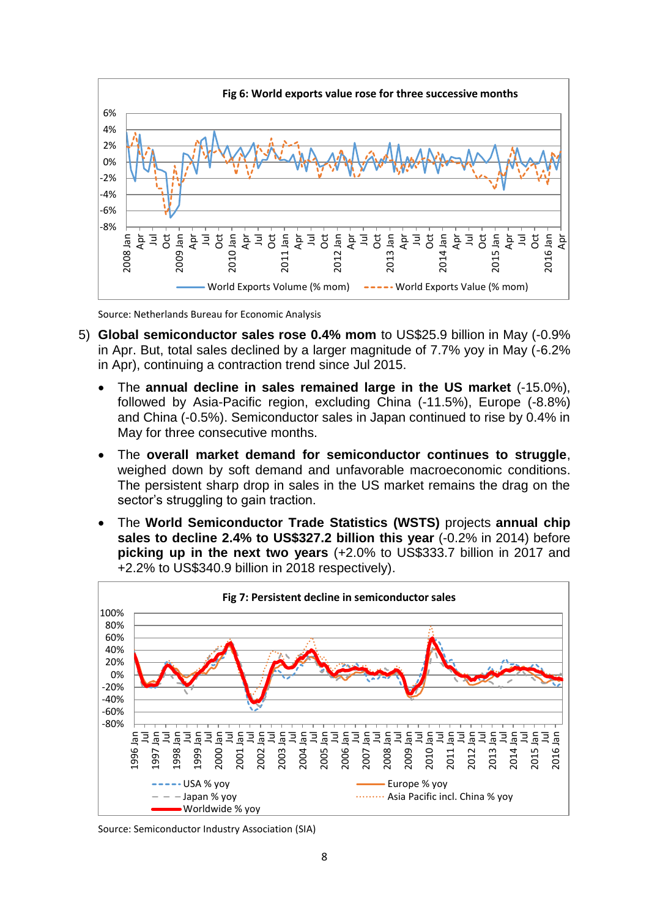**Fig 6: World exports value rose for three successive months**

Source: Netherlands Bureau for Economic Analysis

5) **Global semiconductor sales rose 0.4% mom** to US$25.9 billion in May (-0.9% in Apr. But, total sales declined by a larger magnitude of 7.7% yoy in May (-6.2% in Apr), continuing a contraction trend since Jul 2015.

   - The **annual decline in sales remained large in the US market** (-15.0%), followed by Asia-Pacific region, excluding China (-11.5%), Europe (-8.8%) and China (-0.5%). Semiconductor sales in Japan continued to rise by 0.4% in May for three consecutive months.
   - The **overall market demand for semiconductor continues to struggle**, weighed down by soft demand and unfavorable macroeconomic conditions. The persistent sharp drop in sales in the US market remains the drag on the sector's struggling to gain traction.
   - The **World Semiconductor Trade Statistics (WSTS)** projects **annual chip sales to decline 2.4% to US$327.2 billion this year** (-0.2% in 2014) before **picking up in the next two years** (+2.0% to US$333.7 billion in 2017 and +2.2% to US$340.9 billion in 2018 respectively).

**Fig 7: Persistent decline in semiconductor sales**

Source: Semiconductor Industry Association (SIA)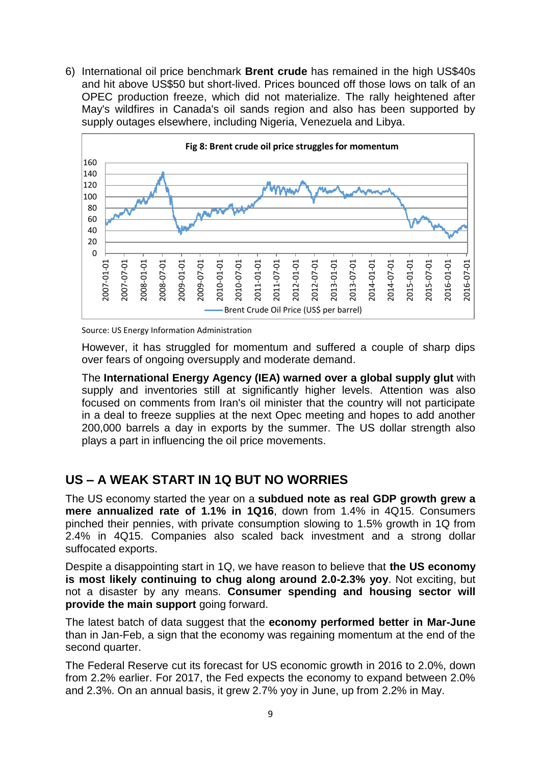6) International oil price benchmark **Brent crude** has remained in the high US$40s and hit above US$50 but short-lived. Prices bounced off those lows on talk of an OPEC production freeze, which did not materialize. The rally heightened after May's wildfires in Canada's oil sands region and also has been supported by supply outages elsewhere, including Nigeria, Venezuela and Libya.

**Fig 8: Brent crude oil price struggles for momentum**

Source: US Energy Information Administration

However, it has struggled for momentum and suffered a couple of sharp dips over fears of ongoing oversupply and moderate demand.

The **International Energy Agency (IEA) warned over a global supply glut** with supply and inventories still at significantly higher levels. Attention was also focused on comments from Iran's oil minister that the country will not participate in a deal to freeze supplies at the next Opec meeting and hopes to add another 200,000 barrels a day in exports by the summer. The US dollar strength also plays a part in influencing the oil price movements.

## US – A WEAK START IN 1Q BUT NO WORRIES

The US economy started the year on a **subdued note as real GDP growth grew a mere annualized rate of 1.1% in 1Q16**, down from 1.4% in 4Q15. Consumers pinched their pennies, with private consumption slowing to 1.5% growth in 1Q from 2.4% in 4Q15. Companies also scaled back investment and a strong dollar suffocated exports.

Despite a disappointing start in 1Q, we have reason to believe that **the US economy is most likely continuing to chug along around 2.0-2.3% yoy**. Not exciting, but not a disaster by any means. **Consumer spending and housing sector will provide the main support** going forward.

The latest batch of data suggest that the **economy performed better in Mar-June** than in Jan-Feb, a sign that the economy was regaining momentum at the end of the second quarter.

The Federal Reserve cut its forecast for US economic growth in 2016 to 2.0%, down from 2.2% earlier. For 2017, the Fed expects the economy to expand between 2.0% and 2.3%. On an annual basis, it grew 2.7% yoy in June, up from 2.2% in May.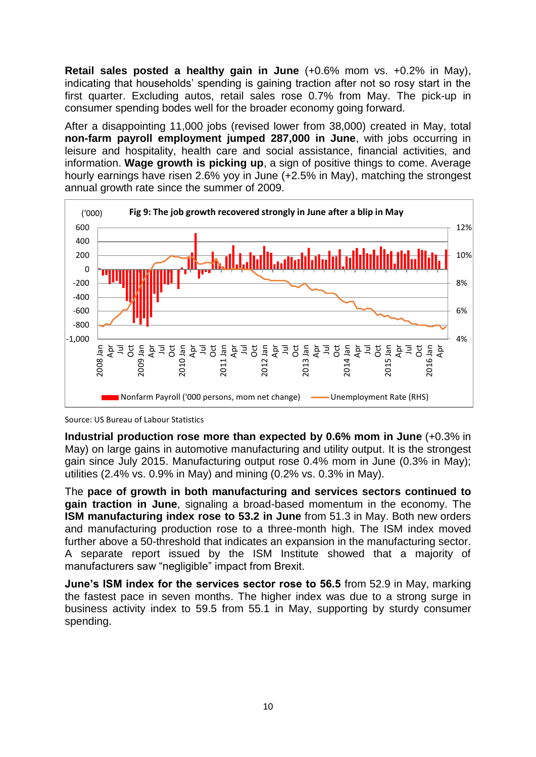**Retail sales posted a healthy gain in June** (+0.6% mom vs. +0.2% in May), indicating that households' spending is gaining traction after not so rosy start in the first quarter. Excluding autos, retail sales rose 0.7% from May. The pick-up in consumer spending bodes well for the broader economy going forward.

After a disappointing 11,000 jobs (revised lower from 38,000) created in May, total **non-farm payroll employment jumped 287,000 in June**, with jobs occurring in leisure and hospitality, health care and social assistance, financial activities, and information. **Wage growth is picking up**, a sign of positive things to come. Average hourly earnings have risen 2.6% yoy in June (+2.5% in May), matching the strongest annual growth rate since the summer of 2009.

**Fig 9: The job growth recovered strongly in June after a blip in May**

Source: US Bureau of Labour Statistics

**Industrial production rose more than expected by 0.6% mom in June** (+0.3% in May) on large gains in automotive manufacturing and utility output. It is the strongest gain since July 2015. Manufacturing output rose 0.4% mom in June (0.3% in May); utilities (2.4% vs. 0.9% in May) and mining (0.2% vs. 0.3% in May).

The **pace of growth in both manufacturing and services sectors continued to gain traction in June**, signaling a broad-based momentum in the economy. The **ISM manufacturing index rose to 53.2 in June** from 51.3 in May. Both new orders and manufacturing production rose to a three-month high. The ISM index moved further above a 50-threshold that indicates an expansion in the manufacturing sector. A separate report issued by the ISM Institute showed that a majority of manufacturers saw "negligible" impact from Brexit.

**June's ISM index for the services sector rose to 56.5** from 52.9 in May, marking the fastest pace in seven months. The higher index was due to a strong surge in business activity index to 59.5 from 55.1 in May, supporting by sturdy consumer spending.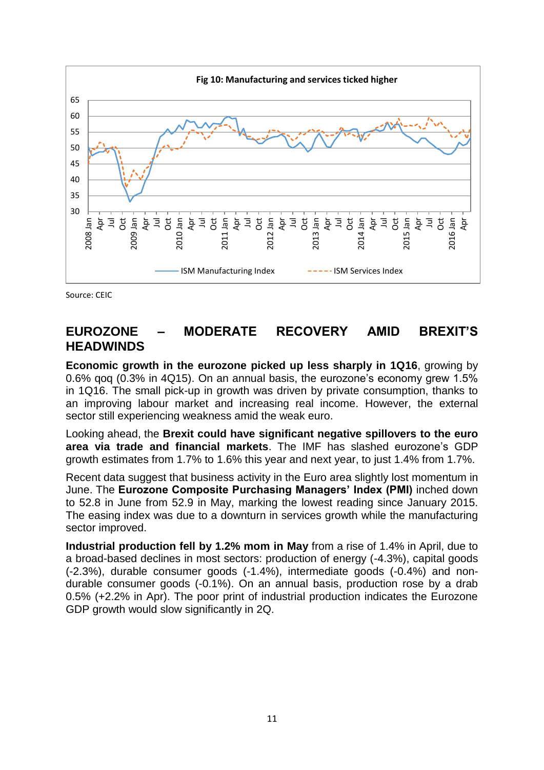**Fig 10: Manufacturing and services ticked higher**

Source: CEIC

## EUROZONE – MODERATE RECOVERY AMID BREXIT'S HEADWINDS

**Economic growth in the eurozone picked up less sharply in 1Q16**, growing by 0.6% qoq (0.3% in 4Q15). On an annual basis, the eurozone's economy grew 1.5% in 1Q16. The small pick-up in growth was driven by private consumption, thanks to an improving labour market and increasing real income. However, the external sector still experiencing weakness amid the weak euro.

Looking ahead, the **Brexit could have significant negative spillovers to the euro area via trade and financial markets**. The IMF has slashed eurozone's GDP growth estimates from 1.7% to 1.6% this year and next year, to just 1.4% from 1.7%.

Recent data suggest that business activity in the Euro area slightly lost momentum in June. The **Eurozone Composite Purchasing Managers' Index (PMI)** inched down to 52.8 in June from 52.9 in May, marking the lowest reading since January 2015. The easing index was due to a downturn in services growth while the manufacturing sector improved.

**Industrial production fell by 1.2% mom in May** from a rise of 1.4% in April, due to a broad-based declines in most sectors: production of energy (-4.3%), capital goods (-2.3%), durable consumer goods (-1.4%), intermediate goods (-0.4%) and non-durable consumer goods (-0.1%). On an annual basis, production rose by a drab 0.5% (+2.2% in Apr). The poor print of industrial production indicates the Eurozone GDP growth would slow significantly in 2Q.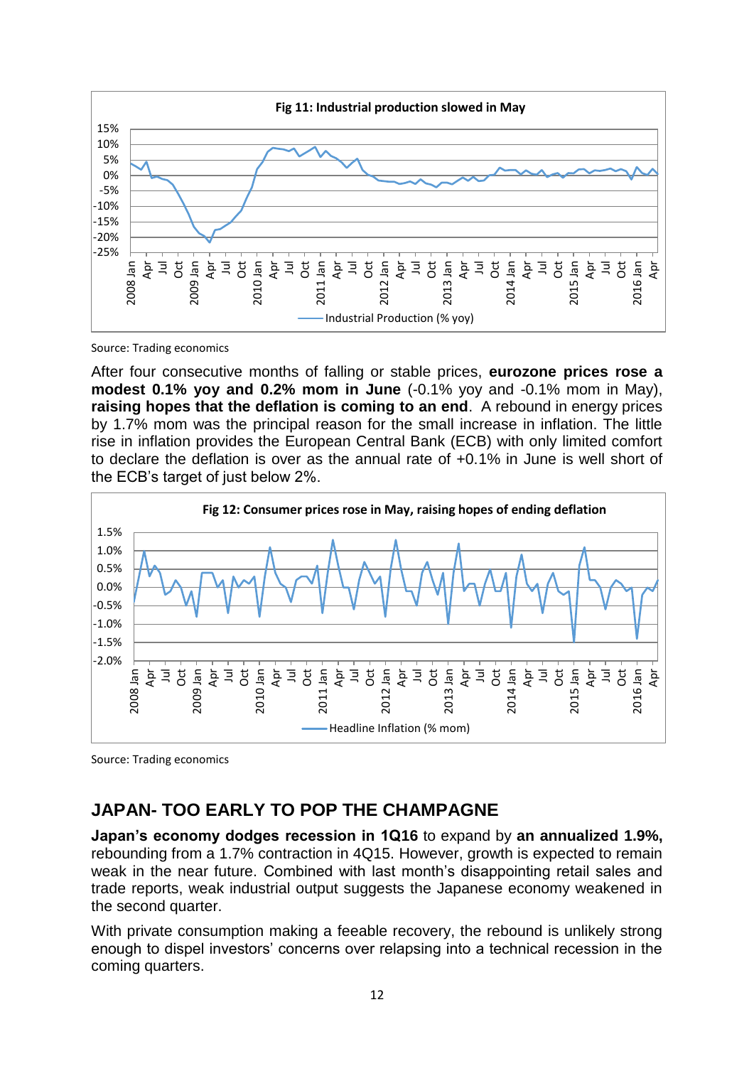**Fig 11: Industrial production slowed in May**

Source: Trading economics

After four consecutive months of falling or stable prices, **eurozone prices rose a modest 0.1% yoy and 0.2% mom in June** (-0.1% yoy and -0.1% mom in May), **raising hopes that the deflation is coming to an end**. A rebound in energy prices by 1.7% mom was the principal reason for the small increase in inflation. The little rise in inflation provides the European Central Bank (ECB) with only limited comfort to declare the deflation is over as the annual rate of +0.1% in June is well short of the ECB's target of just below 2%.

**Fig 12: Consumer prices rose in May, raising hopes of ending deflation**

Source: Trading economics

## JAPAN- TOO EARLY TO POP THE CHAMPAGNE

**Japan's economy dodges recession in 1Q16** to expand by **an annualized 1.9%,** rebounding from a 1.7% contraction in 4Q15. However, growth is expected to remain weak in the near future. Combined with last month's disappointing retail sales and trade reports, weak industrial output suggests the Japanese economy weakened in the second quarter.

With private consumption making a feeable recovery, the rebound is unlikely strong enough to dispel investors' concerns over relapsing into a technical recession in the coming quarters.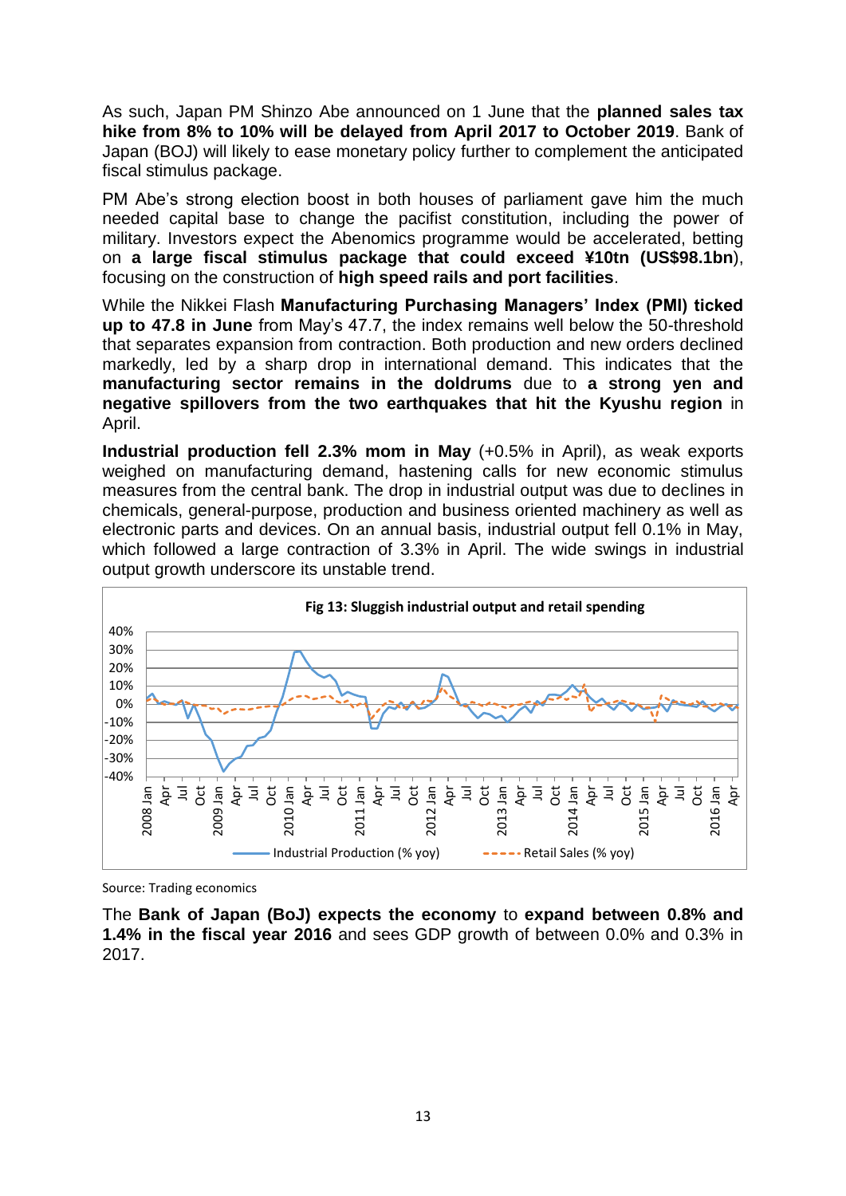As such, Japan PM Shinzo Abe announced on 1 June that the **planned sales tax hike from 8% to 10% will be delayed from April 2017 to October 2019**. Bank of Japan (BOJ) will likely to ease monetary policy further to complement the anticipated fiscal stimulus package.

PM Abe's strong election boost in both houses of parliament gave him the much needed capital base to change the pacifist constitution, including the power of military. Investors expect the Abenomics programme would be accelerated, betting on **a large fiscal stimulus package that could exceed ¥10tn (US$98.1bn)**, focusing on the construction of **high speed rails and port facilities**.

While the Nikkei Flash **Manufacturing Purchasing Managers' Index (PMI) ticked up to 47.8 in June** from May's 47.7, the index remains well below the 50-threshold that separates expansion from contraction. Both production and new orders declined markedly, led by a sharp drop in international demand. This indicates that the **manufacturing sector remains in the doldrums** due to **a strong yen and negative spillovers from the two earthquakes that hit the Kyushu region** in April.

**Industrial production fell 2.3% mom in May** (+0.5% in April), as weak exports weighed on manufacturing demand, hastening calls for new economic stimulus measures from the central bank. The drop in industrial output was due to declines in chemicals, general-purpose, production and business oriented machinery as well as electronic parts and devices. On an annual basis, industrial output fell 0.1% in May, which followed a large contraction of 3.3% in April. The wide swings in industrial output growth underscore its unstable trend.

**Fig 13: Sluggish industrial output and retail spending**

Source: Trading economics

The **Bank of Japan (BoJ) expects the economy** to **expand between 0.8% and 1.4% in the fiscal year 2016** and sees GDP growth of between 0.0% and 0.3% in 2017.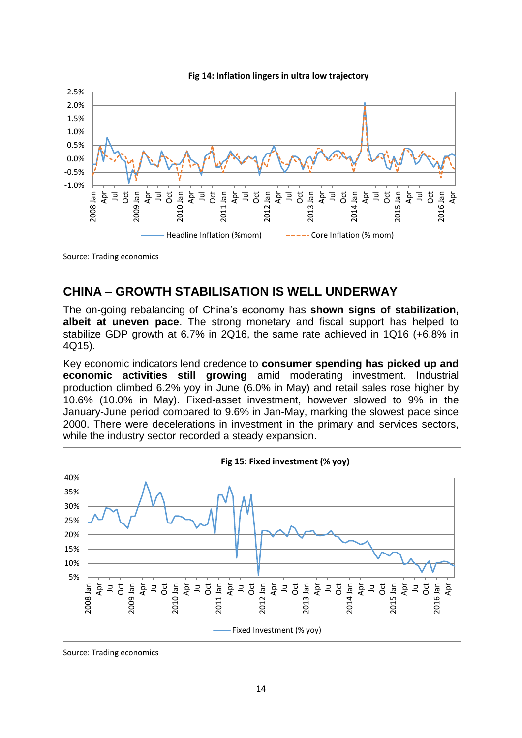**Fig 14: Inflation lingers in ultra low trajectory**

Source: Trading economics

## CHINA – GROWTH STABILISATION IS WELL UNDERWAY

The on-going rebalancing of China's economy has **shown signs of stabilization, albeit at uneven pace**. The strong monetary and fiscal support has helped to stabilize GDP growth at 6.7% in 2Q16, the same rate achieved in 1Q16 (+6.8% in 4Q15).

Key economic indicators lend credence to **consumer spending has picked up and economic activities still growing** amid moderating investment. Industrial production climbed 6.2% yoy in June (6.0% in May) and retail sales rose higher by 10.6% (10.0% in May). Fixed-asset investment, however slowed to 9% in the January-June period compared to 9.6% in Jan-May, marking the slowest pace since 2000. There were decelerations in investment in the primary and services sectors, while the industry sector recorded a steady expansion.

**Fig 15: Fixed investment (% yoy)**

Source: Trading economics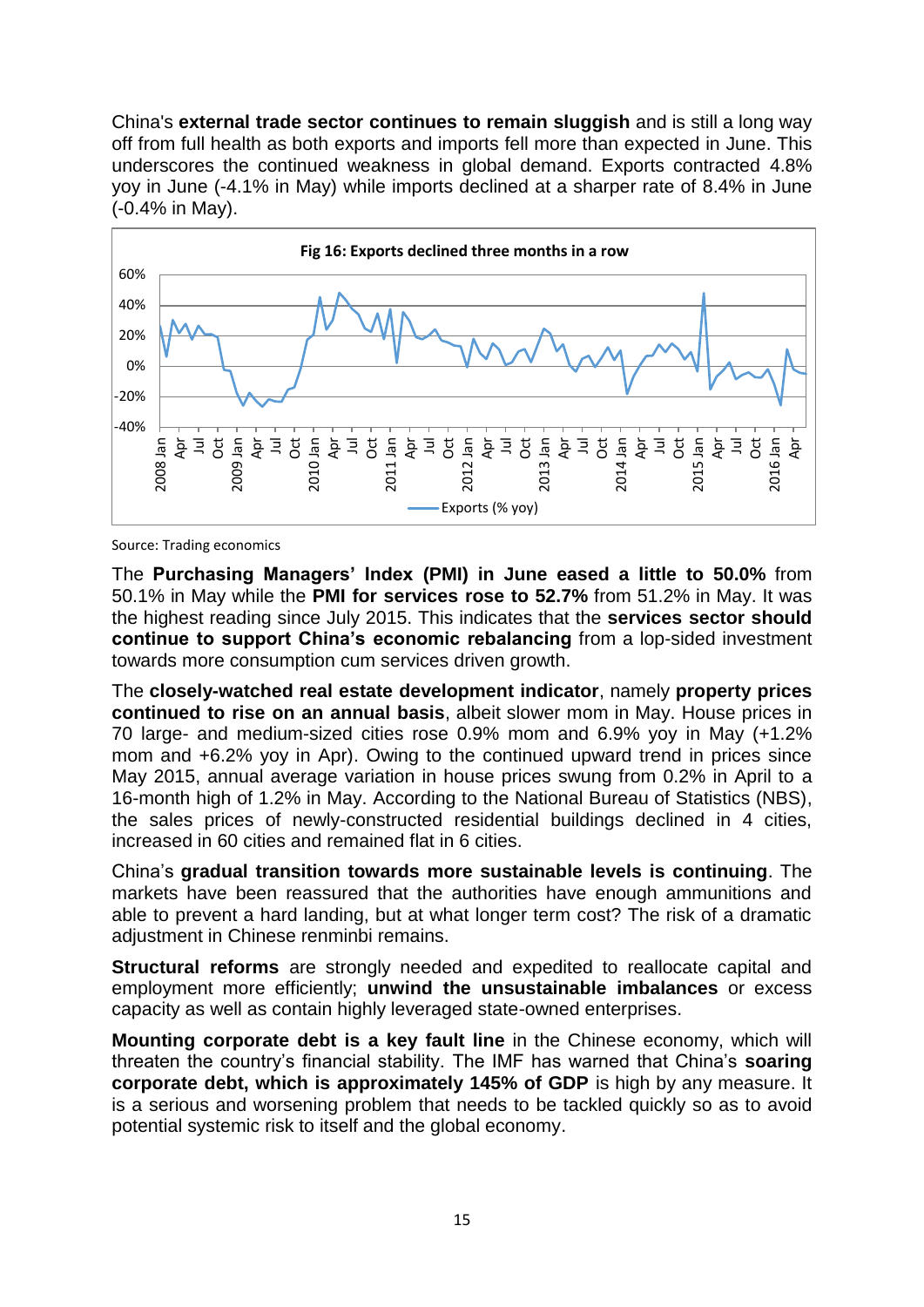China's **external trade sector continues to remain sluggish** and is still a long way off from full health as both exports and imports fell more than expected in June. This underscores the continued weakness in global demand. Exports contracted 4.8% yoy in June (-4.1% in May) while imports declined at a sharper rate of 8.4% in June (-0.4% in May).

**Fig 16: Exports declined three months in a row**

Source: Trading economics

The **Purchasing Managers' Index (PMI) in June eased a little to 50.0%** from 50.1% in May while the **PMI for services rose to 52.7%** from 51.2% in May. It was the highest reading since July 2015. This indicates that the **services sector should continue to support China's economic rebalancing** from a lop-sided investment towards more consumption cum services driven growth.

The **closely-watched real estate development indicator**, namely **property prices continued to rise on an annual basis**, albeit slower mom in May. House prices in 70 large- and medium-sized cities rose 0.9% mom and 6.9% yoy in May (+1.2% mom and +6.2% yoy in Apr). Owing to the continued upward trend in prices since May 2015, annual average variation in house prices swung from 0.2% in April to a 16-month high of 1.2% in May. According to the National Bureau of Statistics (NBS), the sales prices of newly-constructed residential buildings declined in 4 cities, increased in 60 cities and remained flat in 6 cities.

China's **gradual transition towards more sustainable levels is continuing**. The markets have been reassured that the authorities have enough ammunitions and able to prevent a hard landing, but at what longer term cost? The risk of a dramatic adjustment in Chinese renminbi remains.

**Structural reforms** are strongly needed and expedited to reallocate capital and employment more efficiently; **unwind the unsustainable imbalances** or excess capacity as well as contain highly leveraged state-owned enterprises.

**Mounting corporate debt is a key fault line** in the Chinese economy, which will threaten the country's financial stability. The IMF has warned that China's **soaring corporate debt, which is approximately 145% of GDP** is high by any measure. It is a serious and worsening problem that needs to be tackled quickly so as to avoid potential systemic risk to itself and the global economy.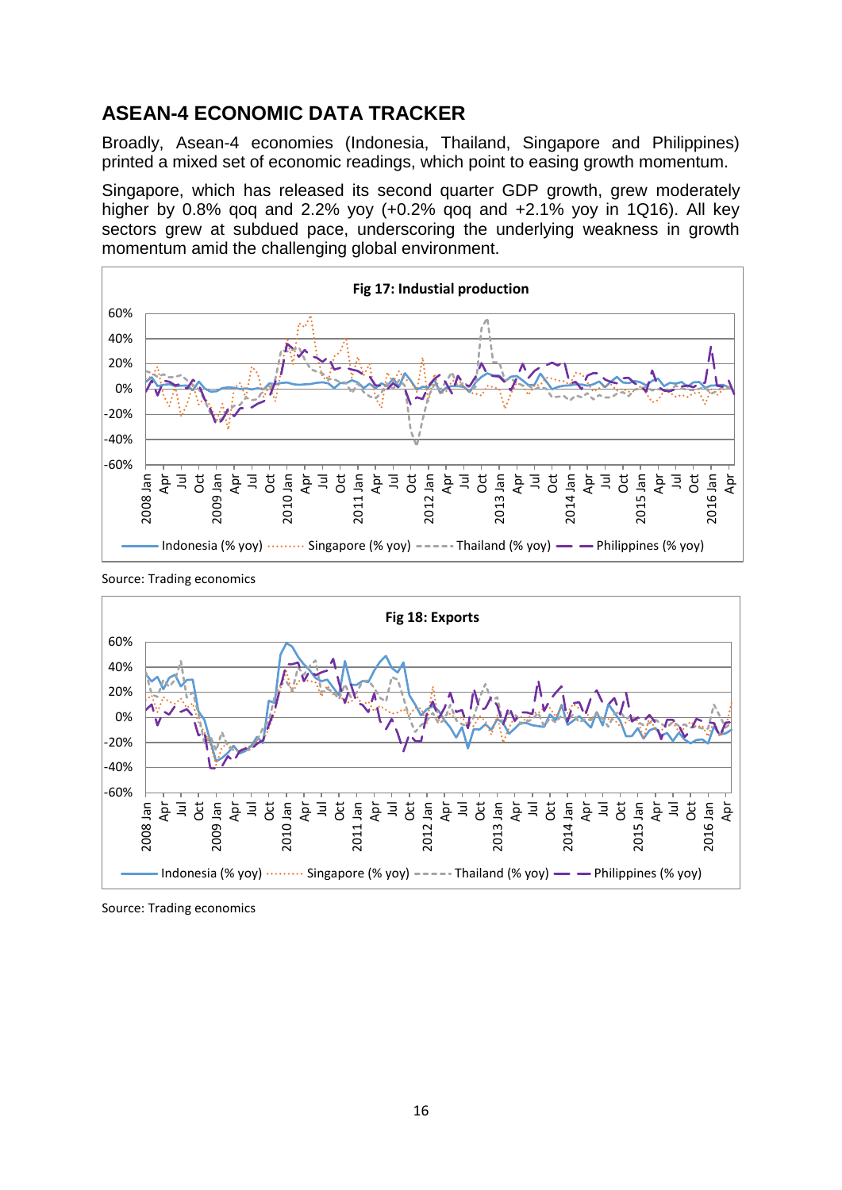## ASEAN-4 ECONOMIC DATA TRACKER

Broadly, Asean-4 economies (Indonesia, Thailand, Singapore and Philippines) printed a mixed set of economic readings, which point to easing growth momentum.

Singapore, which has released its second quarter GDP growth, grew moderately higher by 0.8% qoq and 2.2% yoy (+0.2% qoq and +2.1% yoy in 1Q16). All key sectors grew at subdued pace, underscoring the underlying weakness in growth momentum amid the challenging global environment.

**Fig 17: Industial production**

Source: Trading economics

**Fig 18: Exports**

Source: Trading economics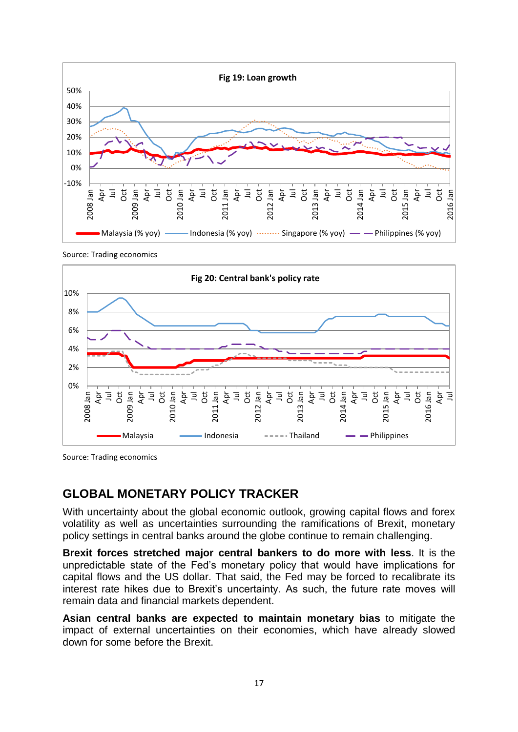**Fig 19: Loan growth**

Source: Trading economics

**Fig 20: Central bank's policy rate**

Source: Trading economics

## GLOBAL MONETARY POLICY TRACKER

With uncertainty about the global economic outlook, growing capital flows and forex volatility as well as uncertainties surrounding the ramifications of Brexit, monetary policy settings in central banks around the globe continue to remain challenging.

**Brexit forces stretched major central bankers to do more with less**. It is the unpredictable state of the Fed's monetary policy that would have implications for capital flows and the US dollar. That said, the Fed may be forced to recalibrate its interest rate hikes due to Brexit's uncertainty. As such, the future rate moves will remain data and financial markets dependent.

**Asian central banks are expected to maintain monetary bias** to mitigate the impact of external uncertainties on their economies, which have already slowed down for some before the Brexit.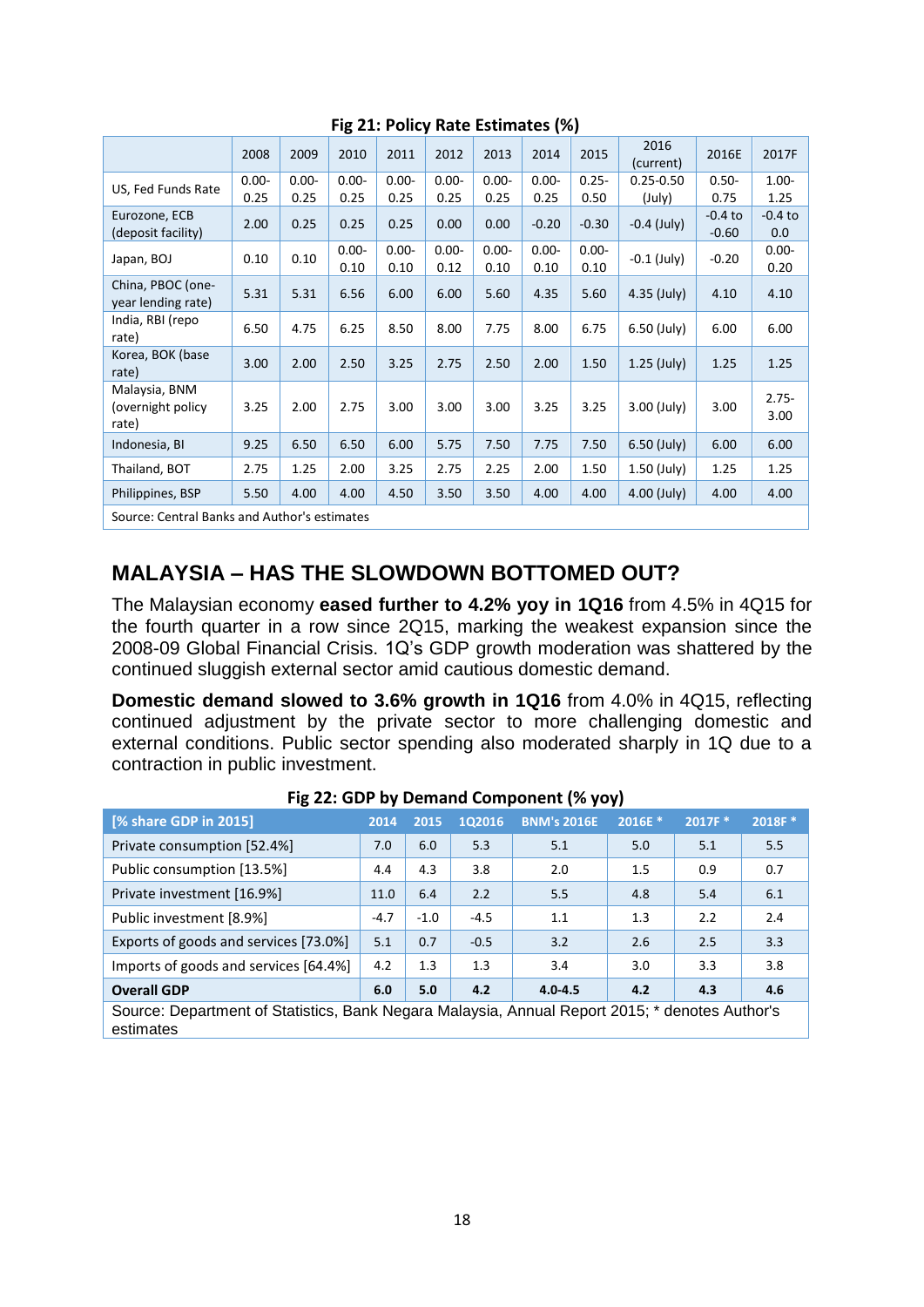**Fig 21: Policy Rate Estimates (%)**

| | 2008 | 2009 | 2010 | 2011 | 2012 | 2013 | 2014 | 2015 | 2016 (current) | 2016E | 2017F |
|---|---|---|---|---|---|---|---|---|---|---|---|
| US, Fed Funds Rate | 0.00-0.25 | 0.00-0.25 | 0.00-0.25 | 0.00-0.25 | 0.00-0.25 | 0.00-0.25 | 0.00-0.25 | 0.25-0.50 | 0.25-0.50 (July) | 0.50-0.75 | 1.00-1.25 |
| Eurozone, ECB (deposit facility) | 2.00 | 0.25 | 0.25 | 0.25 | 0.00 | 0.00 | -0.20 | -0.30 | -0.4 (July) | -0.4 to -0.60 | -0.4 to 0.0 |
| Japan, BOJ | 0.10 | 0.10 | 0.00-0.10 | 0.00-0.10 | 0.00-0.12 | 0.00-0.10 | 0.00-0.10 | 0.00-0.10 | -0.1 (July) | -0.20 | 0.00-0.20 |
| China, PBOC (one-year lending rate) | 5.31 | 5.31 | 6.56 | 6.00 | 6.00 | 5.60 | 4.35 | 5.60 | 4.35 (July) | 4.10 | 4.10 |
| India, RBI (repo rate) | 6.50 | 4.75 | 6.25 | 8.50 | 8.00 | 7.75 | 8.00 | 6.75 | 6.50 (July) | 6.00 | 6.00 |
| Korea, BOK (base rate) | 3.00 | 2.00 | 2.50 | 3.25 | 2.75 | 2.50 | 2.00 | 1.50 | 1.25 (July) | 1.25 | 1.25 |
| Malaysia, BNM (overnight policy rate) | 3.25 | 2.00 | 2.75 | 3.00 | 3.00 | 3.00 | 3.25 | 3.25 | 3.00 (July) | 3.00 | 2.75-3.00 |
| Indonesia, BI | 9.25 | 6.50 | 6.50 | 6.00 | 5.75 | 7.50 | 7.75 | 7.50 | 6.50 (July) | 6.00 | 6.00 |
| Thailand, BOT | 2.75 | 1.25 | 2.00 | 3.25 | 2.75 | 2.25 | 2.00 | 1.50 | 1.50 (July) | 1.25 | 1.25 |
| Philippines, BSP | 5.50 | 4.00 | 4.00 | 4.50 | 3.50 | 3.50 | 4.00 | 4.00 | 4.00 (July) | 4.00 | 4.00 |

Source: Central Banks and Author's estimates

## MALAYSIA – HAS THE SLOWDOWN BOTTOMED OUT?

The Malaysian economy **eased further to 4.2% yoy in 1Q16** from 4.5% in 4Q15 for the fourth quarter in a row since 2Q15, marking the weakest expansion since the 2008-09 Global Financial Crisis. 1Q's GDP growth moderation was shattered by the continued sluggish external sector amid cautious domestic demand.

**Domestic demand slowed to 3.6% growth in 1Q16** from 4.0% in 4Q15, reflecting continued adjustment by the private sector to more challenging domestic and external conditions. Public sector spending also moderated sharply in 1Q due to a contraction in public investment.

**Fig 22: GDP by Demand Component (% yoy)**

| [% share GDP in 2015] | 2014 | 2015 | 1Q2016 | BNM's 2016E | 2016E * | 2017F * | 2018F * |
|---|---|---|---|---|---|---|---|
| Private consumption [52.4%] | 7.0 | 6.0 | 5.3 | 5.1 | 5.0 | 5.1 | 5.5 |
| Public consumption [13.5%] | 4.4 | 4.3 | 3.8 | 2.0 | 1.5 | 0.9 | 0.7 |
| Private investment [16.9%] | 11.0 | 6.4 | 2.2 | 5.5 | 4.8 | 5.4 | 6.1 |
| Public investment [8.9%] | -4.7 | -1.0 | -4.5 | 1.1 | 1.3 | 2.2 | 2.4 |
| Exports of goods and services [73.0%] | 5.1 | 0.7 | -0.5 | 3.2 | 2.6 | 2.5 | 3.3 |
| Imports of goods and services [64.4%] | 4.2 | 1.3 | 1.3 | 3.4 | 3.0 | 3.3 | 3.8 |
| **Overall GDP** | **6.0** | **5.0** | **4.2** | **4.0-4.5** | **4.2** | **4.3** | **4.6** |

Source: Department of Statistics, Bank Negara Malaysia, Annual Report 2015; * denotes Author's estimates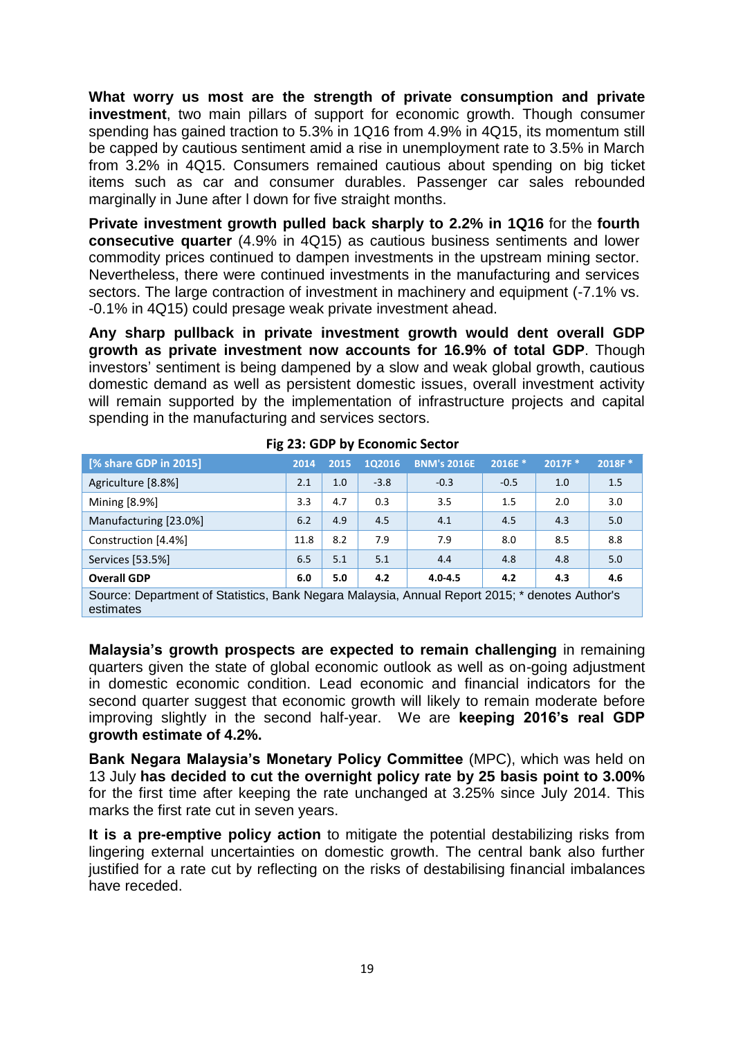**What worry us most are the strength of private consumption and private investment**, two main pillars of support for economic growth. Though consumer spending has gained traction to 5.3% in 1Q16 from 4.9% in 4Q15, its momentum still be capped by cautious sentiment amid a rise in unemployment rate to 3.5% in March from 3.2% in 4Q15. Consumers remained cautious about spending on big ticket items such as car and consumer durables. Passenger car sales rebounded marginally in June after l down for five straight months.

**Private investment growth pulled back sharply to 2.2% in 1Q16** for the **fourth consecutive quarter** (4.9% in 4Q15) as cautious business sentiments and lower commodity prices continued to dampen investments in the upstream mining sector. Nevertheless, there were continued investments in the manufacturing and services sectors. The large contraction of investment in machinery and equipment (-7.1% vs. -0.1% in 4Q15) could presage weak private investment ahead.

**Any sharp pullback in private investment growth would dent overall GDP growth as private investment now accounts for 16.9% of total GDP**. Though investors' sentiment is being dampened by a slow and weak global growth, cautious domestic demand as well as persistent domestic issues, overall investment activity will remain supported by the implementation of infrastructure projects and capital spending in the manufacturing and services sectors.

**Fig 23: GDP by Economic Sector**

| [% share GDP in 2015] | 2014 | 2015 | 1Q2016 | BNM's 2016E | 2016E * | 2017F * | 2018F * |
|---|---|---|---|---|---|---|---|
| Agriculture [8.8%] | 2.1 | 1.0 | -3.8 | -0.3 | -0.5 | 1.0 | 1.5 |
| Mining [8.9%] | 3.3 | 4.7 | 0.3 | 3.5 | 1.5 | 2.0 | 3.0 |
| Manufacturing [23.0%] | 6.2 | 4.9 | 4.5 | 4.1 | 4.5 | 4.3 | 5.0 |
| Construction [4.4%] | 11.8 | 8.2 | 7.9 | 7.9 | 8.0 | 8.5 | 8.8 |
| Services [53.5%] | 6.5 | 5.1 | 5.1 | 4.4 | 4.8 | 4.8 | 5.0 |
| **Overall GDP** | **6.0** | **5.0** | **4.2** | **4.0-4.5** | **4.2** | **4.3** | **4.6** |

Source: Department of Statistics, Bank Negara Malaysia, Annual Report 2015; * denotes Author's estimates

**Malaysia's growth prospects are expected to remain challenging** in remaining quarters given the state of global economic outlook as well as on-going adjustment in domestic economic condition. Lead economic and financial indicators for the second quarter suggest that economic growth will likely to remain moderate before improving slightly in the second half-year. We are **keeping 2016's real GDP growth estimate of 4.2%.**

**Bank Negara Malaysia's Monetary Policy Committee** (MPC), which was held on 13 July **has decided to cut the overnight policy rate by 25 basis point to 3.00%** for the first time after keeping the rate unchanged at 3.25% since July 2014. This marks the first rate cut in seven years.

**It is a pre-emptive policy action** to mitigate the potential destabilizing risks from lingering external uncertainties on domestic growth. The central bank also further justified for a rate cut by reflecting on the risks of destabilising financial imbalances have receded.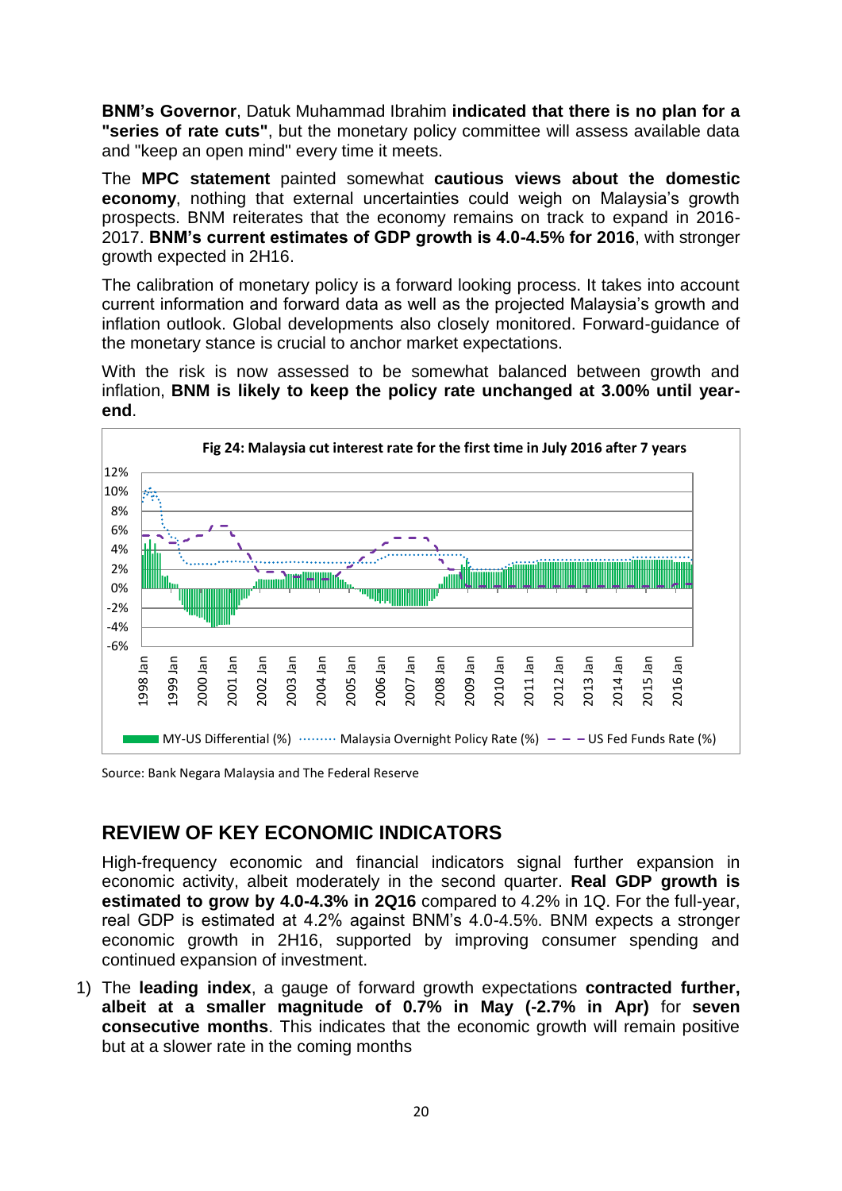**BNM's Governor**, Datuk Muhammad Ibrahim **indicated that there is no plan for a "series of rate cuts"**, but the monetary policy committee will assess available data and "keep an open mind" every time it meets.

The **MPC statement** painted somewhat **cautious views about the domestic economy**, nothing that external uncertainties could weigh on Malaysia's growth prospects. BNM reiterates that the economy remains on track to expand in 2016-2017. **BNM's current estimates of GDP growth is 4.0-4.5% for 2016**, with stronger growth expected in 2H16.

The calibration of monetary policy is a forward looking process. It takes into account current information and forward data as well as the projected Malaysia's growth and inflation outlook. Global developments also closely monitored. Forward-guidance of the monetary stance is crucial to anchor market expectations.

With the risk is now assessed to be somewhat balanced between growth and inflation, **BNM is likely to keep the policy rate unchanged at 3.00% until year-end**.

**Fig 24: Malaysia cut interest rate for the first time in July 2016 after 7 years**

Legend: MY-US Differential (%), Malaysia Overnight Policy Rate (%), US Fed Funds Rate (%)

Source: Bank Negara Malaysia and The Federal Reserve

## REVIEW OF KEY ECONOMIC INDICATORS

High-frequency economic and financial indicators signal further expansion in economic activity, albeit moderately in the second quarter. **Real GDP growth is estimated to grow by 4.0-4.3% in 2Q16** compared to 4.2% in 1Q. For the full-year, real GDP is estimated at 4.2% against BNM's 4.0-4.5%. BNM expects a stronger economic growth in 2H16, supported by improving consumer spending and continued expansion of investment.

1) The **leading index**, a gauge of forward growth expectations **contracted further, albeit at a smaller magnitude of 0.7% in May (-2.7% in Apr)** for **seven consecutive months**. This indicates that the economic growth will remain positive but at a slower rate in the coming months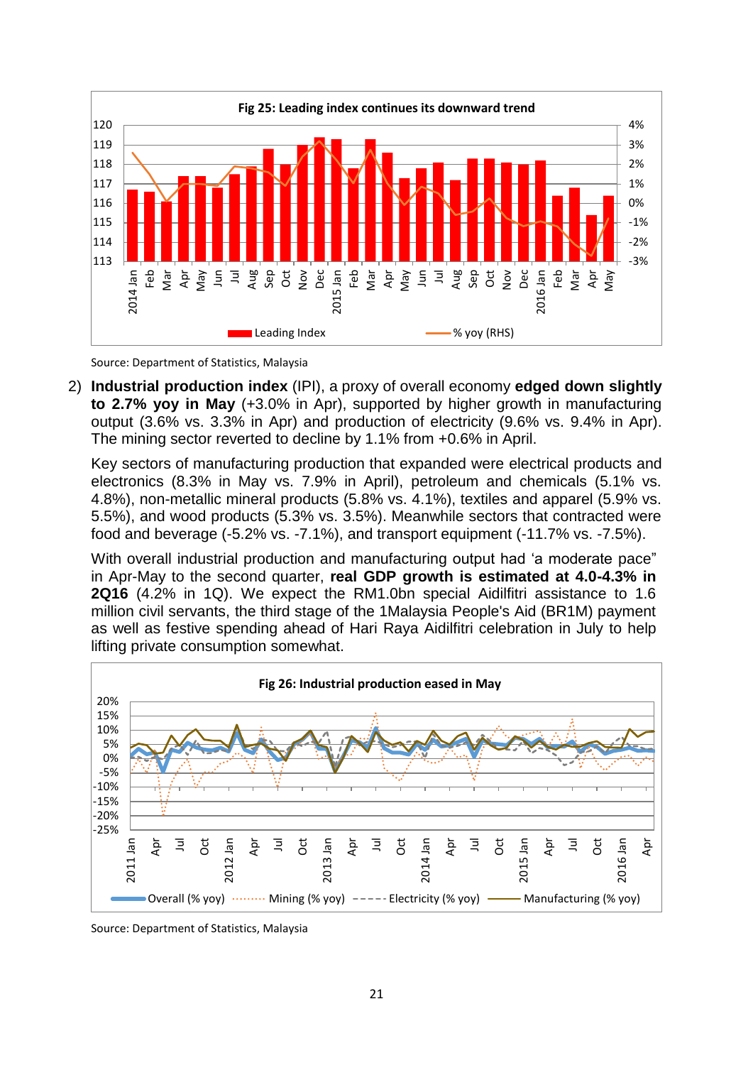**Fig 25: Leading index continues its downward trend**

Source: Department of Statistics, Malaysia

2) **Industrial production index** (IPI), a proxy of overall economy **edged down slightly to 2.7% yoy in May** (+3.0% in Apr), supported by higher growth in manufacturing output (3.6% vs. 3.3% in Apr) and production of electricity (9.6% vs. 9.4% in Apr). The mining sector reverted to decline by 1.1% from +0.6% in April.

   Key sectors of manufacturing production that expanded were electrical products and electronics (8.3% in May vs. 7.9% in April), petroleum and chemicals (5.1% vs. 4.8%), non-metallic mineral products (5.8% vs. 4.1%), textiles and apparel (5.9% vs. 5.5%), and wood products (5.3% vs. 3.5%). Meanwhile sectors that contracted were food and beverage (-5.2% vs. -7.1%), and transport equipment (-11.7% vs. -7.5%).

   With overall industrial production and manufacturing output had 'a moderate pace" in Apr-May to the second quarter, **real GDP growth is estimated at 4.0-4.3% in 2Q16** (4.2% in 1Q). We expect the RM1.0bn special Aidilfitri assistance to 1.6 million civil servants, the third stage of the 1Malaysia People's Aid (BR1M) payment as well as festive spending ahead of Hari Raya Aidilfitri celebration in July to help lifting private consumption somewhat.

**Fig 26: Industrial production eased in May**

Source: Department of Statistics, Malaysia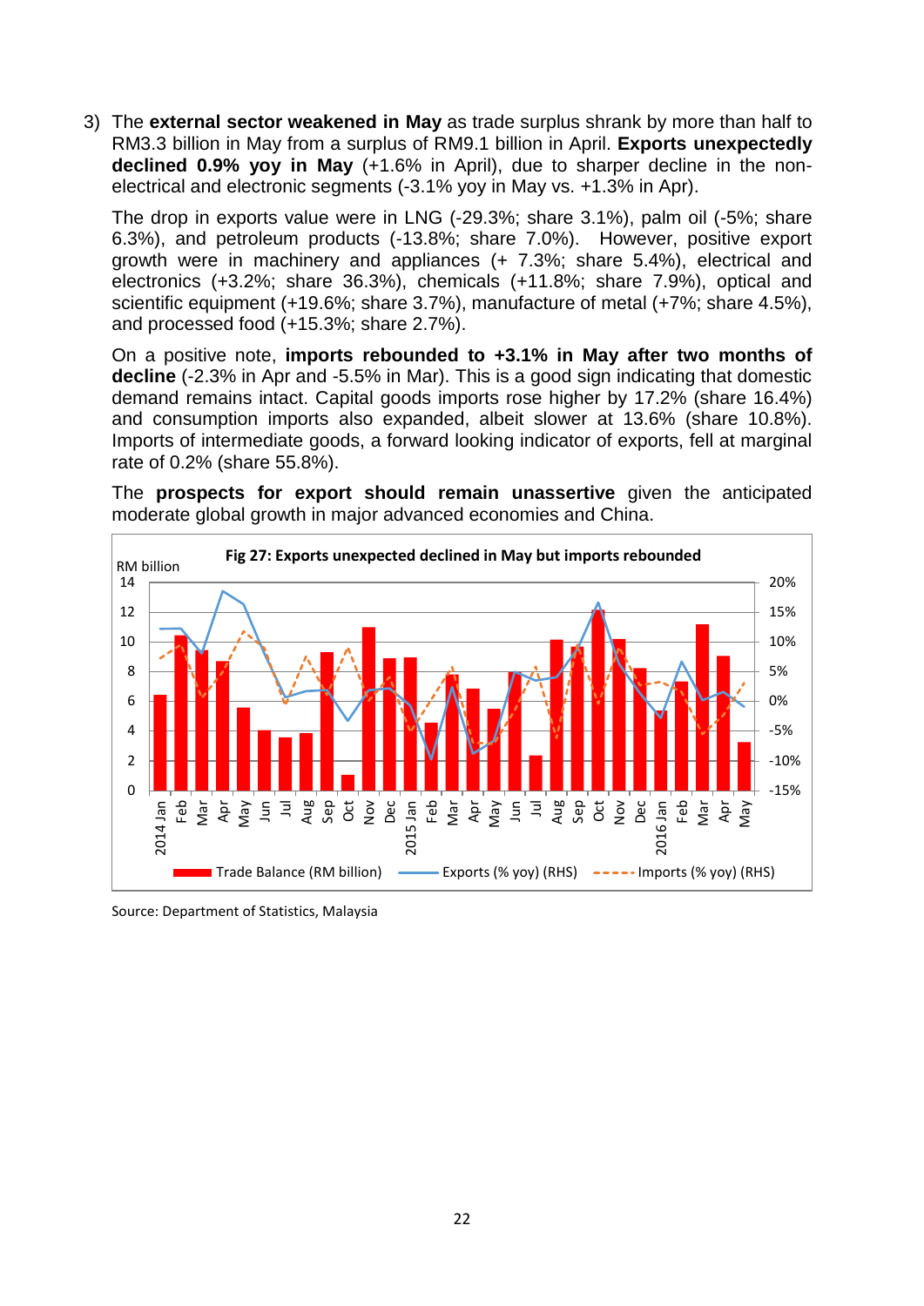3) The **external sector weakened in May** as trade surplus shrank by more than half to RM3.3 billion in May from a surplus of RM9.1 billion in April. **Exports unexpectedly declined 0.9% yoy in May** (+1.6% in April), due to sharper decline in the non-electrical and electronic segments (-3.1% yoy in May vs. +1.3% in Apr).

   The drop in exports value were in LNG (-29.3%; share 3.1%), palm oil (-5%; share 6.3%), and petroleum products (-13.8%; share 7.0%). However, positive export growth were in machinery and appliances (+ 7.3%; share 5.4%), electrical and electronics (+3.2%; share 36.3%), chemicals (+11.8%; share 7.9%), optical and scientific equipment (+19.6%; share 3.7%), manufacture of metal (+7%; share 4.5%), and processed food (+15.3%; share 2.7%).

   On a positive note, **imports rebounded to +3.1% in May after two months of decline** (-2.3% in Apr and -5.5% in Mar). This is a good sign indicating that domestic demand remains intact. Capital goods imports rose higher by 17.2% (share 16.4%) and consumption imports also expanded, albeit slower at 13.6% (share 10.8%). Imports of intermediate goods, a forward looking indicator of exports, fell at marginal rate of 0.2% (share 55.8%).

   The **prospects for export should remain unassertive** given the anticipated moderate global growth in major advanced economies and China.

**Fig 27: Exports unexpected declined in May but imports rebounded**

Source: Department of Statistics, Malaysia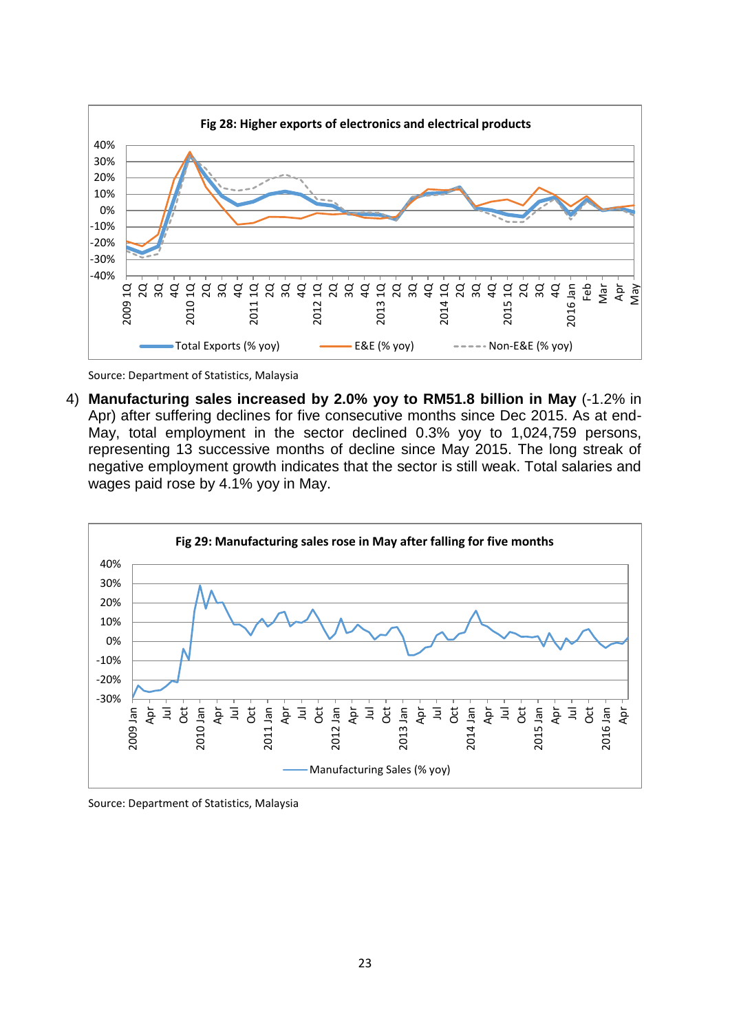**Fig 28: Higher exports of electronics and electrical products**

Source: Department of Statistics, Malaysia

4) **Manufacturing sales increased by 2.0% yoy to RM51.8 billion in May** (-1.2% in Apr) after suffering declines for five consecutive months since Dec 2015. As at end-May, total employment in the sector declined 0.3% yoy to 1,024,759 persons, representing 13 successive months of decline since May 2015. The long streak of negative employment growth indicates that the sector is still weak. Total salaries and wages paid rose by 4.1% yoy in May.

**Fig 29: Manufacturing sales rose in May after falling for five months**

Source: Department of Statistics, Malaysia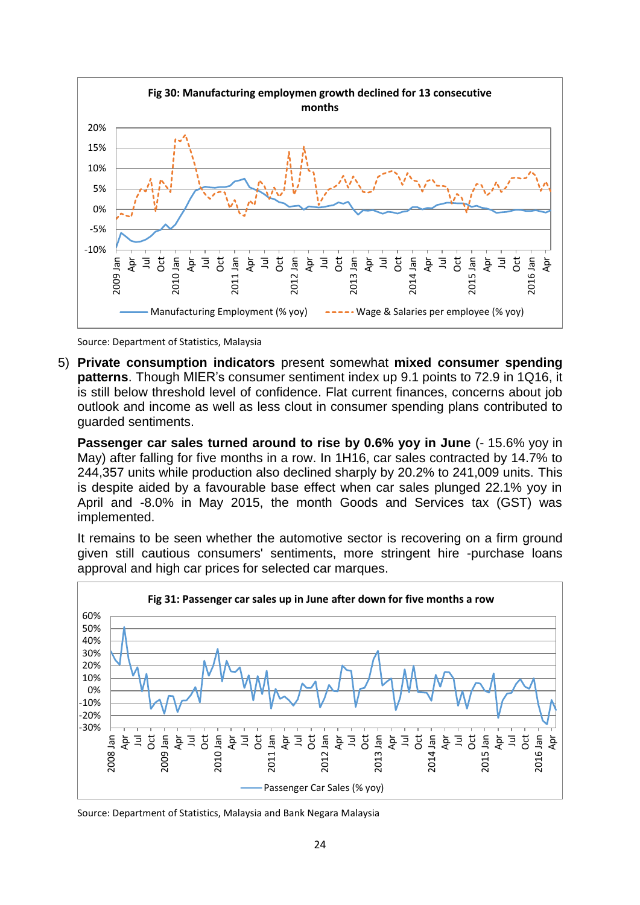**Fig 30: Manufacturing employmen growth declined for 13 consecutive months**

Source: Department of Statistics, Malaysia

5) **Private consumption indicators** present somewhat **mixed consumer spending patterns**. Though MIER's consumer sentiment index up 9.1 points to 72.9 in 1Q16, it is still below threshold level of confidence. Flat current finances, concerns about job outlook and income as well as less clout in consumer spending plans contributed to guarded sentiments.

   **Passenger car sales turned around to rise by 0.6% yoy in June** (- 15.6% yoy in May) after falling for five months in a row. In 1H16, car sales contracted by 14.7% to 244,357 units while production also declined sharply by 20.2% to 241,009 units. This is despite aided by a favourable base effect when car sales plunged 22.1% yoy in April and -8.0% in May 2015, the month Goods and Services tax (GST) was implemented.

   It remains to be seen whether the automotive sector is recovering on a firm ground given still cautious consumers' sentiments, more stringent hire -purchase loans approval and high car prices for selected car marques.

**Fig 31: Passenger car sales up in June after down for five months a row**

Source: Department of Statistics, Malaysia and Bank Negara Malaysia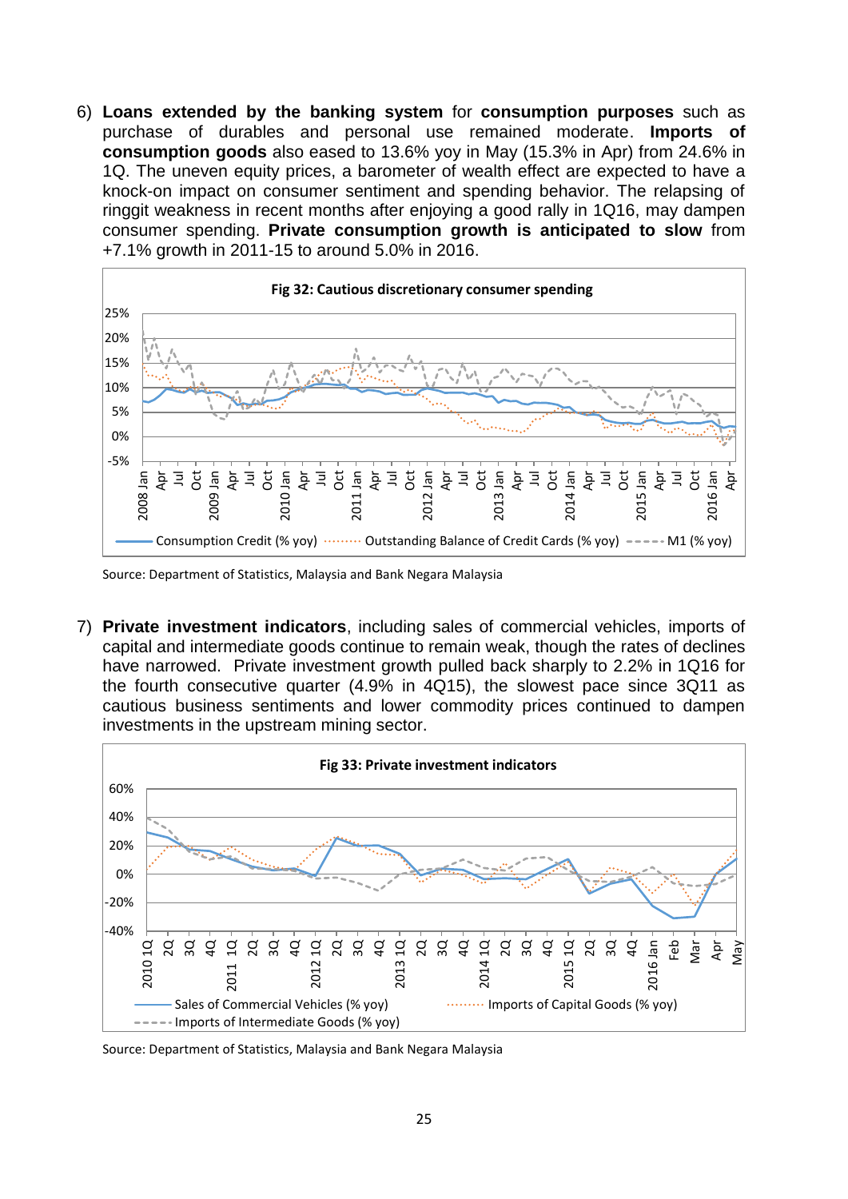6) **Loans extended by the banking system** for **consumption purposes** such as purchase of durables and personal use remained moderate. **Imports of consumption goods** also eased to 13.6% yoy in May (15.3% in Apr) from 24.6% in 1Q. The uneven equity prices, a barometer of wealth effect are expected to have a knock-on impact on consumer sentiment and spending behavior. The relapsing of ringgit weakness in recent months after enjoying a good rally in 1Q16, may dampen consumer spending. **Private consumption growth is anticipated to slow** from +7.1% growth in 2011-15 to around 5.0% in 2016.

**Fig 32: Cautious discretionary consumer spending**

Source: Department of Statistics, Malaysia and Bank Negara Malaysia

7) **Private investment indicators**, including sales of commercial vehicles, imports of capital and intermediate goods continue to remain weak, though the rates of declines have narrowed. Private investment growth pulled back sharply to 2.2% in 1Q16 for the fourth consecutive quarter (4.9% in 4Q15), the slowest pace since 3Q11 as cautious business sentiments and lower commodity prices continued to dampen investments in the upstream mining sector.

**Fig 33: Private investment indicators**

Source: Department of Statistics, Malaysia and Bank Negara Malaysia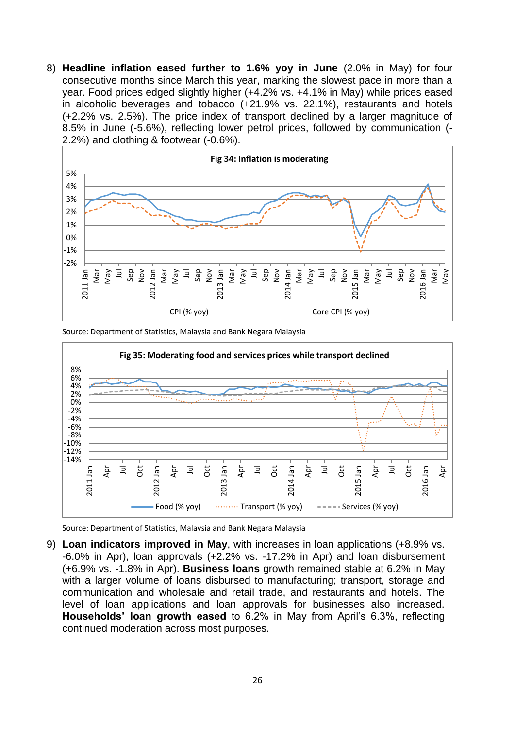8) **Headline inflation eased further to 1.6% yoy in June** (2.0% in May) for four consecutive months since March this year, marking the slowest pace in more than a year. Food prices edged slightly higher (+4.2% vs. +4.1% in May) while prices eased in alcoholic beverages and tobacco (+21.9% vs. 22.1%), restaurants and hotels (+2.2% vs. 2.5%). The price index of transport declined by a larger magnitude of 8.5% in June (-5.6%), reflecting lower petrol prices, followed by communication (-2.2%) and clothing & footwear (-0.6%).

**Fig 34: Inflation is moderating**

Source: Department of Statistics, Malaysia and Bank Negara Malaysia

**Fig 35: Moderating food and services prices while transport declined**

Source: Department of Statistics, Malaysia and Bank Negara Malaysia

9) **Loan indicators improved in May**, with increases in loan applications (+8.9% vs. -6.0% in Apr), loan approvals (+2.2% vs. -17.2% in Apr) and loan disbursement (+6.9% vs. -1.8% in Apr). **Business loans** growth remained stable at 6.2% in May with a larger volume of loans disbursed to manufacturing; transport, storage and communication and wholesale and retail trade, and restaurants and hotels. The level of loan applications and loan approvals for businesses also increased. **Households' loan growth eased** to 6.2% in May from April's 6.3%, reflecting continued moderation across most purposes.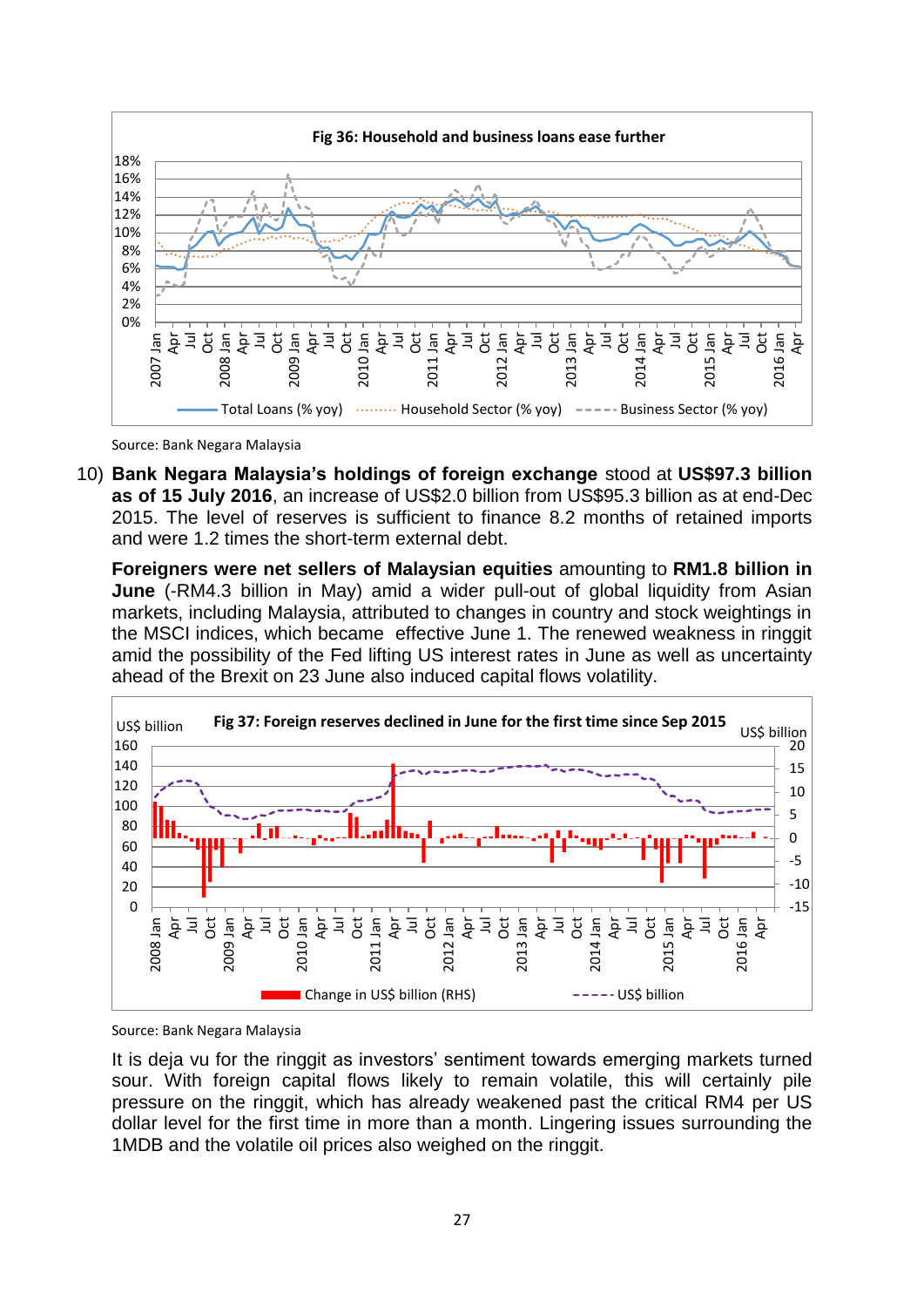**Fig 36: Household and business loans ease further**

Source: Bank Negara Malaysia

10) **Bank Negara Malaysia's holdings of foreign exchange** stood at **US$97.3 billion as of 15 July 2016**, an increase of US$2.0 billion from US$95.3 billion as at end-Dec 2015. The level of reserves is sufficient to finance 8.2 months of retained imports and were 1.2 times the short-term external debt.

**Foreigners were net sellers of Malaysian equities** amounting to **RM1.8 billion in June** (-RM4.3 billion in May) amid a wider pull-out of global liquidity from Asian markets, including Malaysia, attributed to changes in country and stock weightings in the MSCI indices, which became effective June 1. The renewed weakness in ringgit amid the possibility of the Fed lifting US interest rates in June as well as uncertainty ahead of the Brexit on 23 June also induced capital flows volatility.

**Fig 37: Foreign reserves declined in June for the first time since Sep 2015**

Source: Bank Negara Malaysia

It is deja vu for the ringgit as investors' sentiment towards emerging markets turned sour. With foreign capital flows likely to remain volatile, this will certainly pile pressure on the ringgit, which has already weakened past the critical RM4 per US dollar level for the first time in more than a month. Lingering issues surrounding the 1MDB and the volatile oil prices also weighed on the ringgit.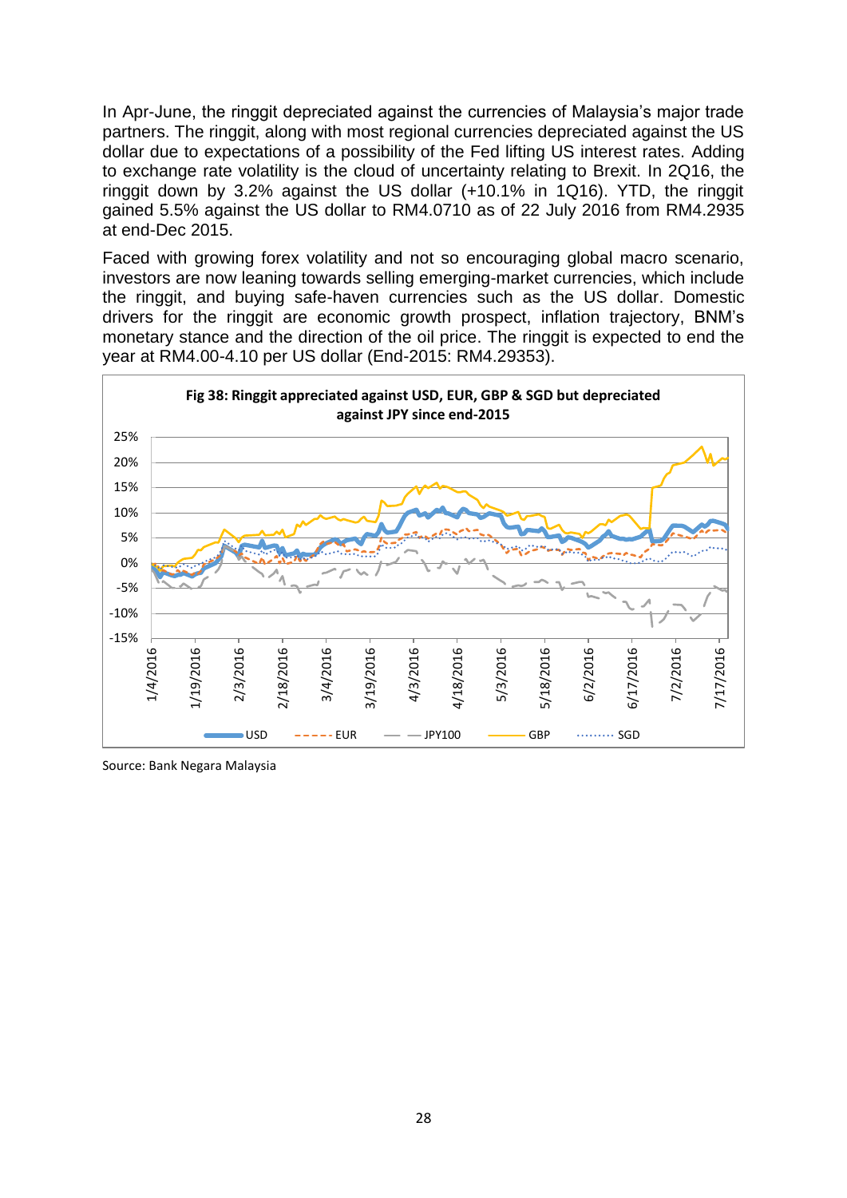In Apr-June, the ringgit depreciated against the currencies of Malaysia's major trade partners. The ringgit, along with most regional currencies depreciated against the US dollar due to expectations of a possibility of the Fed lifting US interest rates. Adding to exchange rate volatility is the cloud of uncertainty relating to Brexit. In 2Q16, the ringgit down by 3.2% against the US dollar (+10.1% in 1Q16). YTD, the ringgit gained 5.5% against the US dollar to RM4.0710 as of 22 July 2016 from RM4.2935 at end-Dec 2015.

Faced with growing forex volatility and not so encouraging global macro scenario, investors are now leaning towards selling emerging-market currencies, which include the ringgit, and buying safe-haven currencies such as the US dollar. Domestic drivers for the ringgit are economic growth prospect, inflation trajectory, BNM's monetary stance and the direction of the oil price. The ringgit is expected to end the year at RM4.00-4.10 per US dollar (End-2015: RM4.29353).

**Fig 38: Ringgit appreciated against USD, EUR, GBP & SGD but depreciated against JPY since end-2015**

Source: Bank Negara Malaysia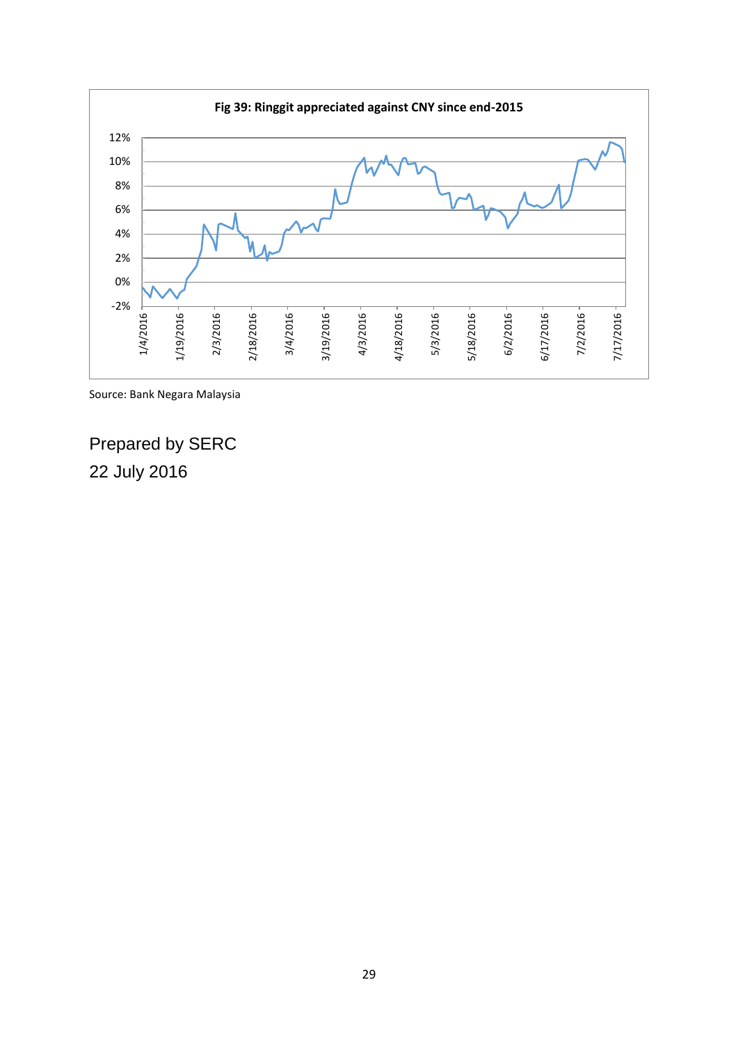**Fig 39: Ringgit appreciated against CNY since end-2015**

Source: Bank Negara Malaysia

Prepared by SERC

22 July 2016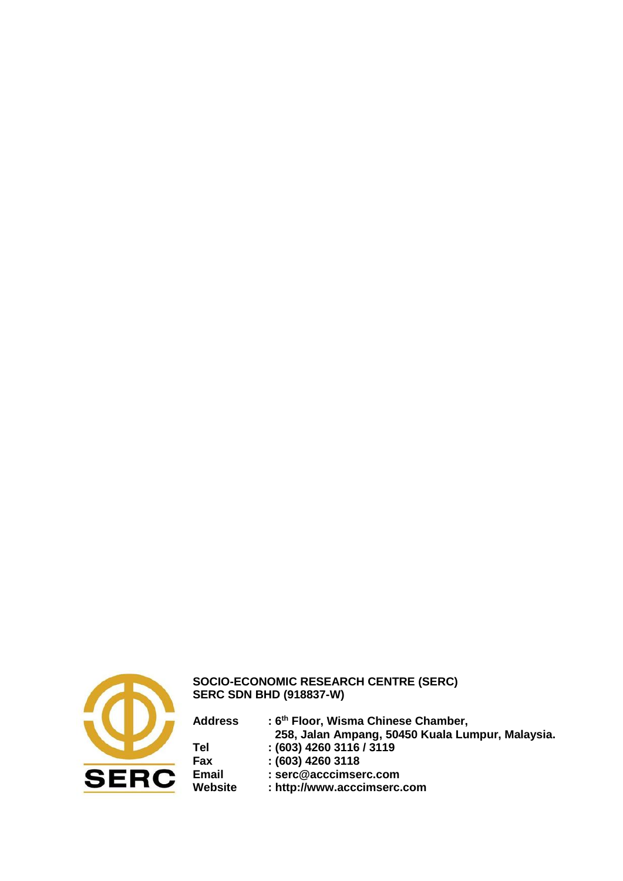**SOCIO-ECONOMIC RESEARCH CENTRE (SERC)**
**SERC SDN BHD (918837-W)**

**Address** : 6th Floor, Wisma Chinese Chamber,
258, Jalan Ampang, 50450 Kuala Lumpur, Malaysia.
**Tel** : (603) 4260 3116 / 3119
**Fax** : (603) 4260 3118
**Email** : serc@acccimserc.com
**Website** : http://www.acccimserc.com